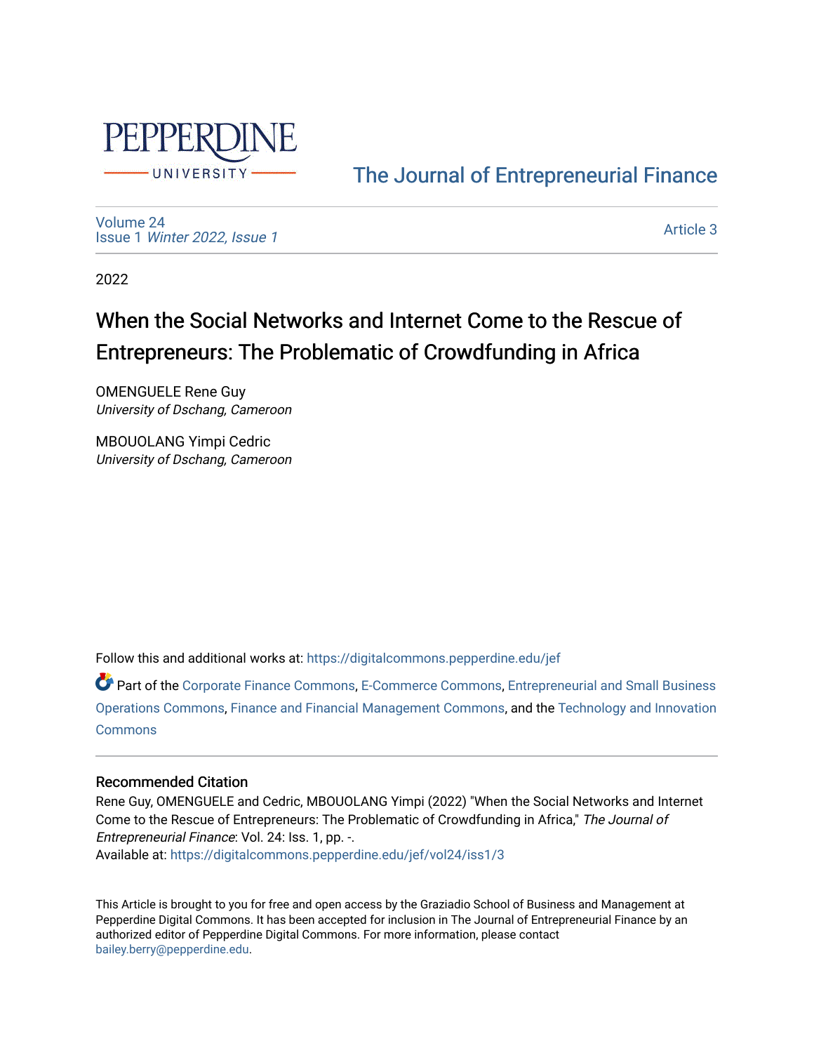The Journal of Entrepreneurial Finance

Volume 24
Issue 1 *Winter 2022, Issue 1*

Article 3

2022

# When the Social Networks and Internet Come to the Rescue of Entrepreneurs: The Problematic of Crowdfunding in Africa

OMENGUELE Rene Guy
*University of Dschang, Cameroon*

MBOUOLANG Yimpi Cedric
*University of Dschang, Cameroon*

Follow this and additional works at: https://digitalcommons.pepperdine.edu/jef

Part of the Corporate Finance Commons, E-Commerce Commons, Entrepreneurial and Small Business Operations Commons, Finance and Financial Management Commons, and the Technology and Innovation Commons

## Recommended Citation

Rene Guy, OMENGUELE and Cedric, MBOUOLANG Yimpi (2022) "When the Social Networks and Internet Come to the Rescue of Entrepreneurs: The Problematic of Crowdfunding in Africa," *The Journal of Entrepreneurial Finance*: Vol. 24: Iss. 1, pp. -.
Available at: https://digitalcommons.pepperdine.edu/jef/vol24/iss1/3

This Article is brought to you for free and open access by the Graziadio School of Business and Management at Pepperdine Digital Commons. It has been accepted for inclusion in The Journal of Entrepreneurial Finance by an authorized editor of Pepperdine Digital Commons. For more information, please contact bailey.berry@pepperdine.edu.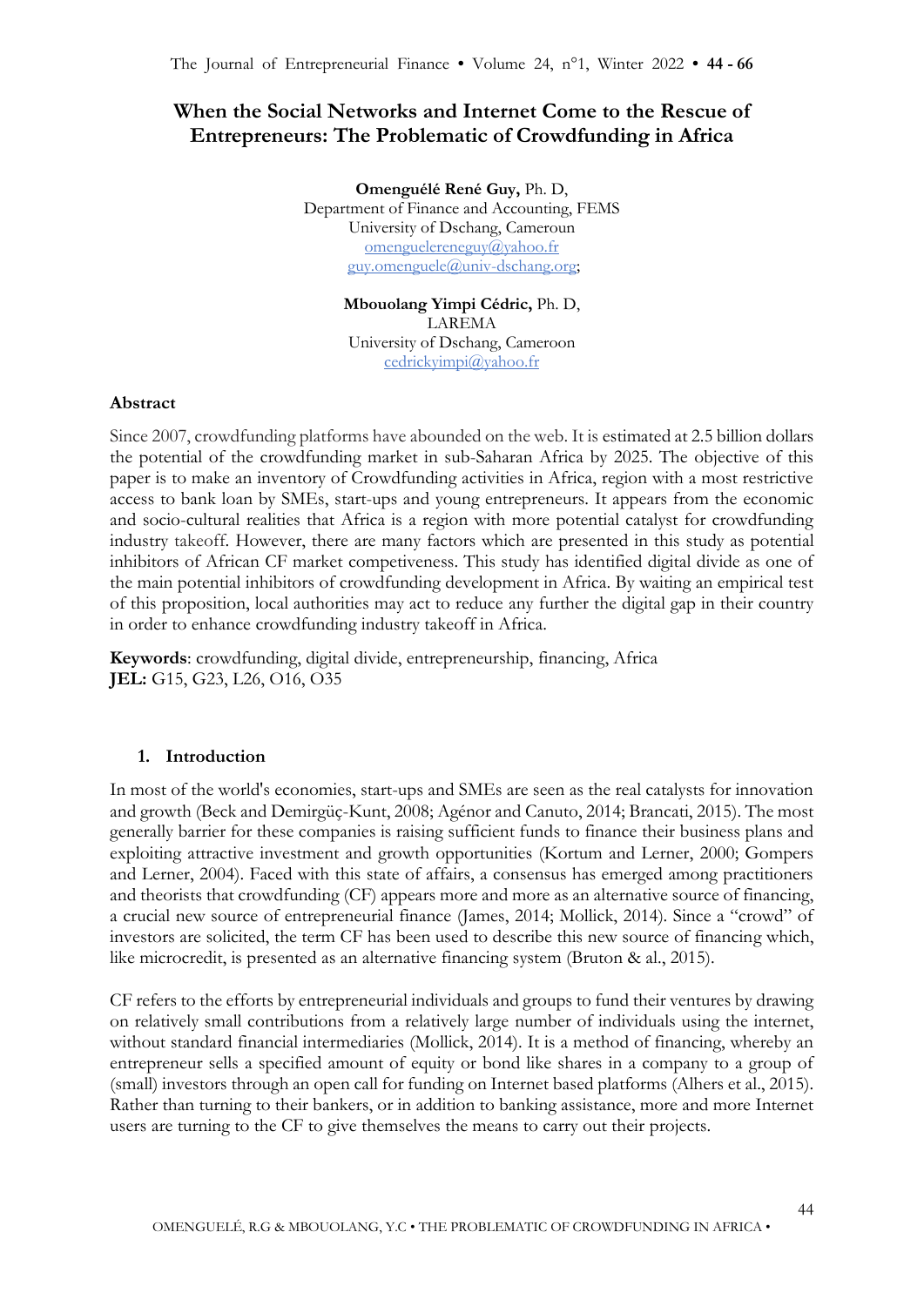# When the Social Networks and Internet Come to the Rescue of Entrepreneurs: The Problematic of Crowdfunding in Africa

**Omenguélé René Guy,** Ph. D,
Department of Finance and Accounting, FEMS
University of Dschang, Cameroun
omenguelereneguy@yahoo.fr
guy.omenguele@univ-dschang.org;

**Mbouolang Yimpi Cédric,** Ph. D,
LAREMA
University of Dschang, Cameroon
cedrickyimpi@yahoo.fr

## Abstract

Since 2007, crowdfunding platforms have abounded on the web. It is estimated at 2.5 billion dollars the potential of the crowdfunding market in sub-Saharan Africa by 2025. The objective of this paper is to make an inventory of Crowdfunding activities in Africa, region with a most restrictive access to bank loan by SMEs, start-ups and young entrepreneurs. It appears from the economic and socio-cultural realities that Africa is a region with more potential catalyst for crowdfunding industry takeoff. However, there are many factors which are presented in this study as potential inhibitors of African CF market competiveness. This study has identified digital divide as one of the main potential inhibitors of crowdfunding development in Africa. By waiting an empirical test of this proposition, local authorities may act to reduce any further the digital gap in their country in order to enhance crowdfunding industry takeoff in Africa.

**Keywords**: crowdfunding, digital divide, entrepreneurship, financing, Africa
**JEL:** G15, G23, L26, O16, O35

## 1. Introduction

In most of the world's economies, start-ups and SMEs are seen as the real catalysts for innovation and growth (Beck and Demirgüç-Kunt, 2008; Agénor and Canuto, 2014; Brancati, 2015). The most generally barrier for these companies is raising sufficient funds to finance their business plans and exploiting attractive investment and growth opportunities (Kortum and Lerner, 2000; Gompers and Lerner, 2004). Faced with this state of affairs, a consensus has emerged among practitioners and theorists that crowdfunding (CF) appears more and more as an alternative source of financing, a crucial new source of entrepreneurial finance (James, 2014; Mollick, 2014). Since a "crowd" of investors are solicited, the term CF has been used to describe this new source of financing which, like microcredit, is presented as an alternative financing system (Bruton & al., 2015).

CF refers to the efforts by entrepreneurial individuals and groups to fund their ventures by drawing on relatively small contributions from a relatively large number of individuals using the internet, without standard financial intermediaries (Mollick, 2014). It is a method of financing, whereby an entrepreneur sells a specified amount of equity or bond like shares in a company to a group of (small) investors through an open call for funding on Internet based platforms (Alhers et al., 2015). Rather than turning to their bankers, or in addition to banking assistance, more and more Internet users are turning to the CF to give themselves the means to carry out their projects.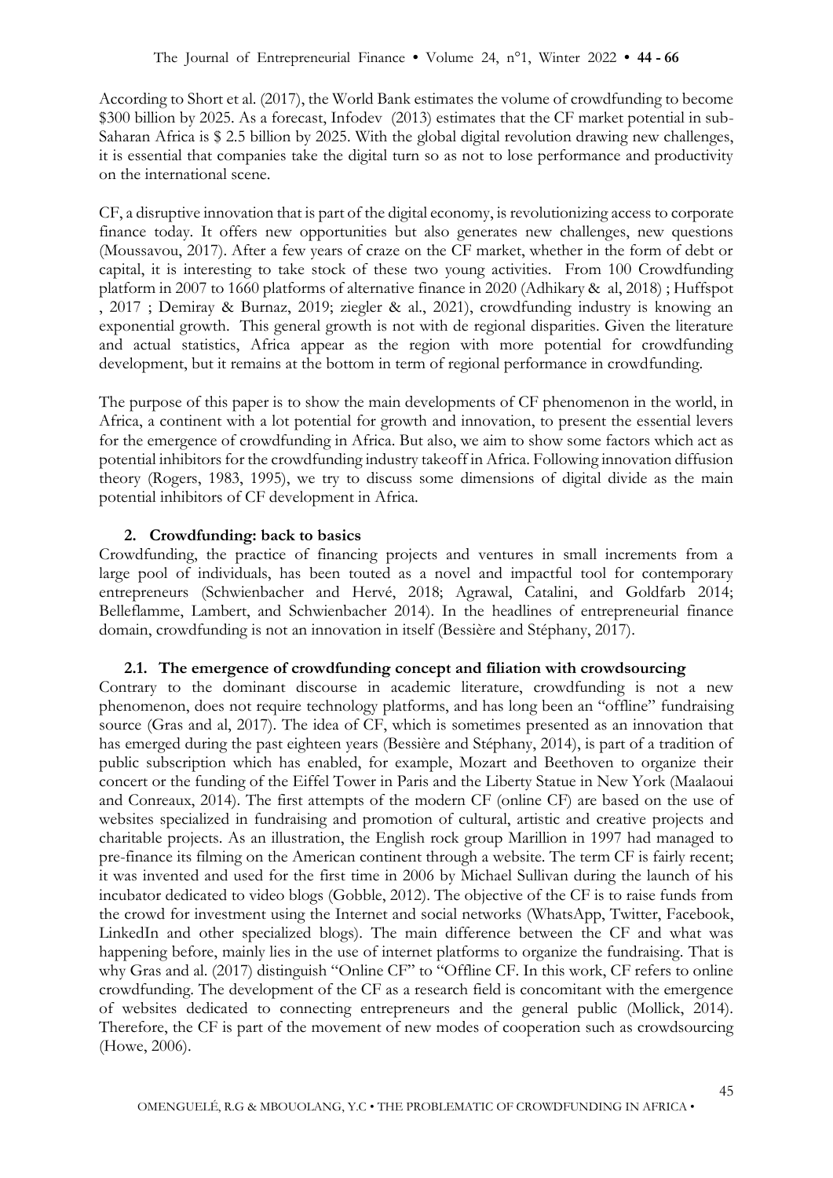According to Short et al. (2017), the World Bank estimates the volume of crowdfunding to become \$300 billion by 2025. As a forecast, Infodev (2013) estimates that the CF market potential in sub-Saharan Africa is \$ 2.5 billion by 2025. With the global digital revolution drawing new challenges, it is essential that companies take the digital turn so as not to lose performance and productivity on the international scene.

CF, a disruptive innovation that is part of the digital economy, is revolutionizing access to corporate finance today. It offers new opportunities but also generates new challenges, new questions (Moussavou, 2017). After a few years of craze on the CF market, whether in the form of debt or capital, it is interesting to take stock of these two young activities. From 100 Crowdfunding platform in 2007 to 1660 platforms of alternative finance in 2020 (Adhikary & al, 2018) ; Huffspot , 2017 ; Demiray & Burnaz, 2019; ziegler & al., 2021), crowdfunding industry is knowing an exponential growth. This general growth is not with de regional disparities. Given the literature and actual statistics, Africa appear as the region with more potential for crowdfunding development, but it remains at the bottom in term of regional performance in crowdfunding.

The purpose of this paper is to show the main developments of CF phenomenon in the world, in Africa, a continent with a lot potential for growth and innovation, to present the essential levers for the emergence of crowdfunding in Africa. But also, we aim to show some factors which act as potential inhibitors for the crowdfunding industry takeoff in Africa. Following innovation diffusion theory (Rogers, 1983, 1995), we try to discuss some dimensions of digital divide as the main potential inhibitors of CF development in Africa.

## 2. Crowdfunding: back to basics

Crowdfunding, the practice of financing projects and ventures in small increments from a large pool of individuals, has been touted as a novel and impactful tool for contemporary entrepreneurs (Schwienbacher and Hervé, 2018; Agrawal, Catalini, and Goldfarb 2014; Belleflamme, Lambert, and Schwienbacher 2014). In the headlines of entrepreneurial finance domain, crowdfunding is not an innovation in itself (Bessière and Stéphany, 2017).

### 2.1. The emergence of crowdfunding concept and filiation with crowdsourcing

Contrary to the dominant discourse in academic literature, crowdfunding is not a new phenomenon, does not require technology platforms, and has long been an "offline" fundraising source (Gras and al, 2017). The idea of CF, which is sometimes presented as an innovation that has emerged during the past eighteen years (Bessière and Stéphany, 2014), is part of a tradition of public subscription which has enabled, for example, Mozart and Beethoven to organize their concert or the funding of the Eiffel Tower in Paris and the Liberty Statue in New York (Maalaoui and Conreaux, 2014). The first attempts of the modern CF (online CF) are based on the use of websites specialized in fundraising and promotion of cultural, artistic and creative projects and charitable projects. As an illustration, the English rock group Marillion in 1997 had managed to pre-finance its filming on the American continent through a website. The term CF is fairly recent; it was invented and used for the first time in 2006 by Michael Sullivan during the launch of his incubator dedicated to video blogs (Gobble, 2012). The objective of the CF is to raise funds from the crowd for investment using the Internet and social networks (WhatsApp, Twitter, Facebook, LinkedIn and other specialized blogs). The main difference between the CF and what was happening before, mainly lies in the use of internet platforms to organize the fundraising. That is why Gras and al. (2017) distinguish "Online CF" to "Offline CF. In this work, CF refers to online crowdfunding. The development of the CF as a research field is concomitant with the emergence of websites dedicated to connecting entrepreneurs and the general public (Mollick, 2014). Therefore, the CF is part of the movement of new modes of cooperation such as crowdsourcing (Howe, 2006).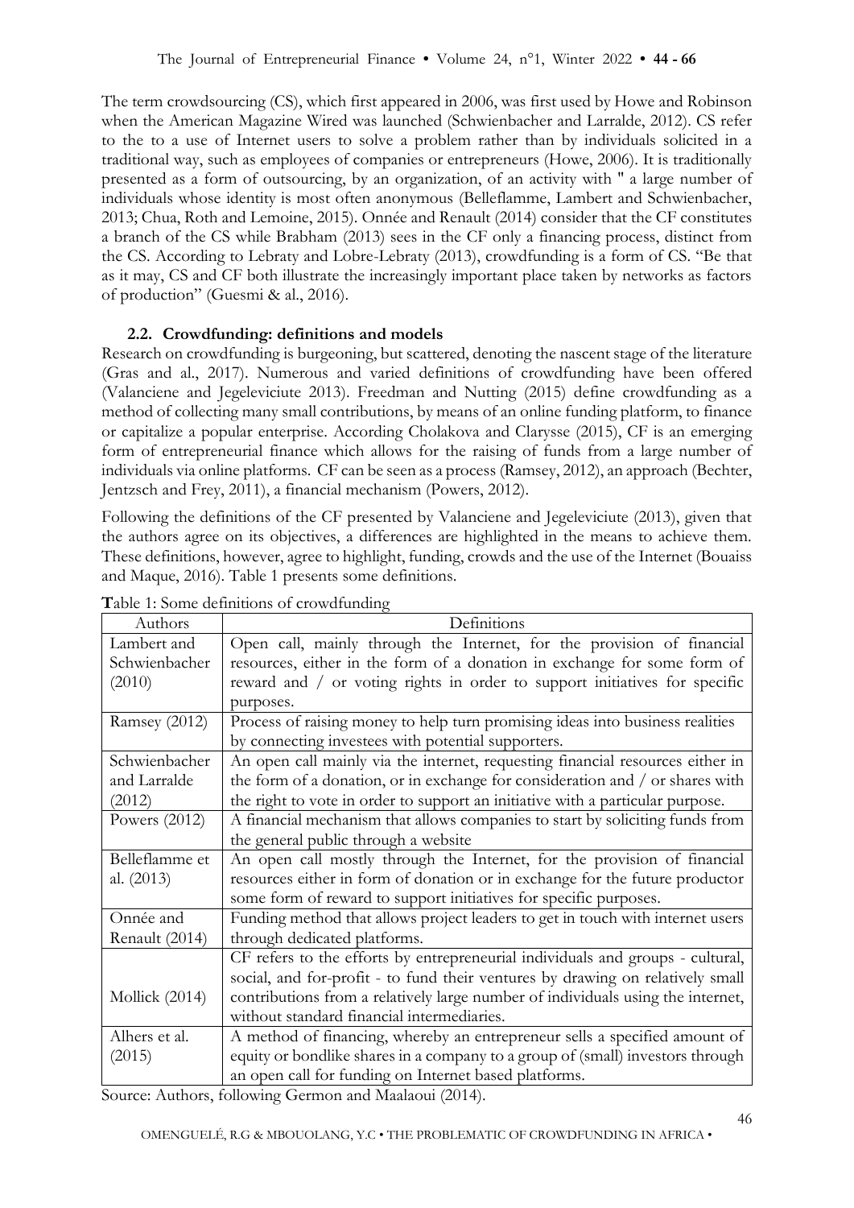The term crowdsourcing (CS), which first appeared in 2006, was first used by Howe and Robinson when the American Magazine Wired was launched (Schwienbacher and Larralde, 2012). CS refer to the to a use of Internet users to solve a problem rather than by individuals solicited in a traditional way, such as employees of companies or entrepreneurs (Howe, 2006). It is traditionally presented as a form of outsourcing, by an organization, of an activity with " a large number of individuals whose identity is most often anonymous (Belleflamme, Lambert and Schwienbacher, 2013; Chua, Roth and Lemoine, 2015). Onnée and Renault (2014) consider that the CF constitutes a branch of the CS while Brabham (2013) sees in the CF only a financing process, distinct from the CS. According to Lebraty and Lobre-Lebraty (2013), crowdfunding is a form of CS. "Be that as it may, CS and CF both illustrate the increasingly important place taken by networks as factors of production" (Guesmi & al., 2016).

### 2.2. Crowdfunding: definitions and models

Research on crowdfunding is burgeoning, but scattered, denoting the nascent stage of the literature (Gras and al., 2017). Numerous and varied definitions of crowdfunding have been offered (Valanciene and Jegeleviciute 2013). Freedman and Nutting (2015) define crowdfunding as a method of collecting many small contributions, by means of an online funding platform, to finance or capitalize a popular enterprise. According Cholakova and Clarysse (2015), CF is an emerging form of entrepreneurial finance which allows for the raising of funds from a large number of individuals via online platforms. CF can be seen as a process (Ramsey, 2012), an approach (Bechter, Jentzsch and Frey, 2011), a financial mechanism (Powers, 2012).

Following the definitions of the CF presented by Valanciene and Jegeleviciute (2013), given that the authors agree on its objectives, a differences are highlighted in the means to achieve them. These definitions, however, agree to highlight, funding, crowds and the use of the Internet (Bouaiss and Maque, 2016). Table 1 presents some definitions.

**T**able 1: Some definitions of crowdfunding

| Authors | Definitions |
|---|---|
| Lambert and Schwienbacher (2010) | Open call, mainly through the Internet, for the provision of financial resources, either in the form of a donation in exchange for some form of reward and / or voting rights in order to support initiatives for specific purposes. |
| Ramsey (2012) | Process of raising money to help turn promising ideas into business realities by connecting investees with potential supporters. |
| Schwienbacher and Larralde (2012) | An open call mainly via the internet, requesting financial resources either in the form of a donation, or in exchange for consideration and / or shares with the right to vote in order to support an initiative with a particular purpose. |
| Powers (2012) | A financial mechanism that allows companies to start by soliciting funds from the general public through a website |
| Belleflamme et al. (2013) | An open call mostly through the Internet, for the provision of financial resources either in form of donation or in exchange for the future productor some form of reward to support initiatives for specific purposes. |
| Onnée and Renault (2014) | Funding method that allows project leaders to get in touch with internet users through dedicated platforms. |
| Mollick (2014) | CF refers to the efforts by entrepreneurial individuals and groups - cultural, social, and for-profit - to fund their ventures by drawing on relatively small contributions from a relatively large number of individuals using the internet, without standard financial intermediaries. |
| Alhers et al. (2015) | A method of financing, whereby an entrepreneur sells a specified amount of equity or bondlike shares in a company to a group of (small) investors through an open call for funding on Internet based platforms. |

Source: Authors, following Germon and Maalaoui (2014).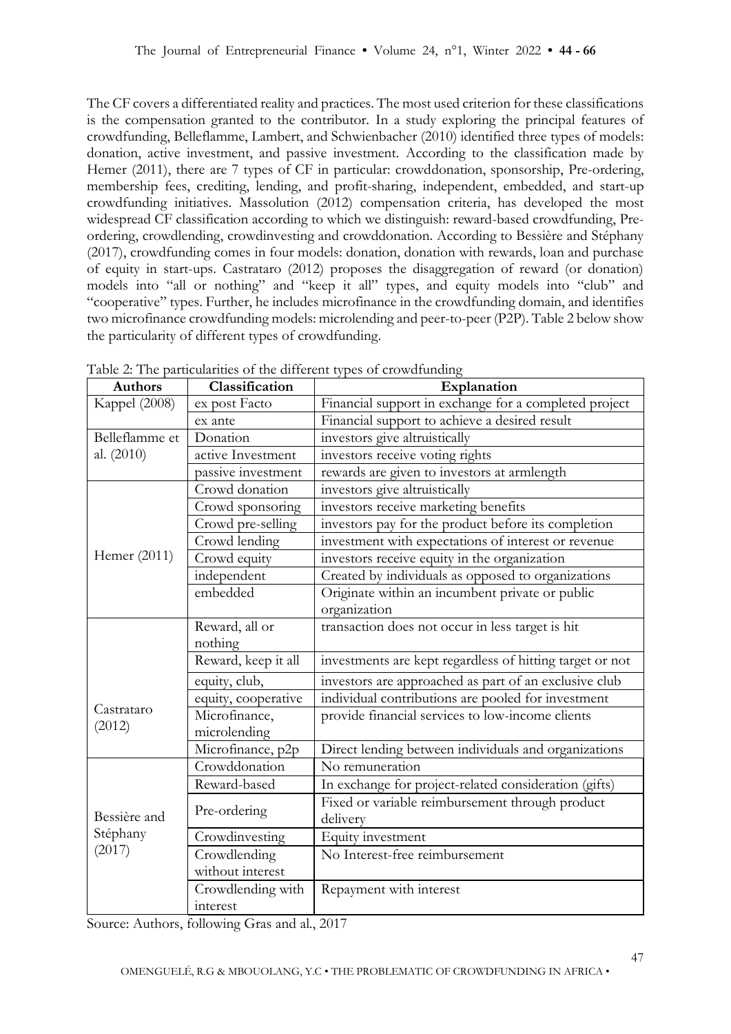The CF covers a differentiated reality and practices. The most used criterion for these classifications is the compensation granted to the contributor. In a study exploring the principal features of crowdfunding, Belleflamme, Lambert, and Schwienbacher (2010) identified three types of models: donation, active investment, and passive investment. According to the classification made by Hemer (2011), there are 7 types of CF in particular: crowddonation, sponsorship, Pre-ordering, membership fees, crediting, lending, and profit-sharing, independent, embedded, and start-up crowdfunding initiatives. Massolution (2012) compensation criteria, has developed the most widespread CF classification according to which we distinguish: reward-based crowdfunding, Pre-ordering, crowdlending, crowdinvesting and crowddonation. According to Bessière and Stéphany (2017), crowdfunding comes in four models: donation, donation with rewards, loan and purchase of equity in start-ups. Castrataro (2012) proposes the disaggregation of reward (or donation) models into "all or nothing" and "keep it all" types, and equity models into "club" and "cooperative" types. Further, he includes microfinance in the crowdfunding domain, and identifies two microfinance crowdfunding models: microlending and peer-to-peer (P2P). Table 2 below show the particularity of different types of crowdfunding.

Table 2: The particularities of the different types of crowdfunding

| Authors | Classification | Explanation |
|---|---|---|
| Kappel (2008) | ex post Facto | Financial support in exchange for a completed project |
| | ex ante | Financial support to achieve a desired result |
| Belleflamme et al. (2010) | Donation | investors give altruistically |
| | active Investment | investors receive voting rights |
| | passive investment | rewards are given to investors at armlength |
| Hemer (2011) | Crowd donation | investors give altruistically |
| | Crowd sponsoring | investors receive marketing benefits |
| | Crowd pre-selling | investors pay for the product before its completion |
| | Crowd lending | investment with expectations of interest or revenue |
| | Crowd equity | investors receive equity in the organization |
| | independent | Created by individuals as opposed to organizations |
| | embedded | Originate within an incumbent private or public organization |
| Castrataro (2012) | Reward, all or nothing | transaction does not occur in less target is hit |
| | Reward, keep it all | investments are kept regardless of hitting target or not |
| | equity, club, | investors are approached as part of an exclusive club |
| | equity, cooperative | individual contributions are pooled for investment |
| | Microfinance, microlending | provide financial services to low-income clients |
| | Microfinance, p2p | Direct lending between individuals and organizations |
| Bessière and Stéphany (2017) | Crowddonation | No remuneration |
| | Reward-based | In exchange for project-related consideration (gifts) |
| | Pre-ordering | Fixed or variable reimbursement through product delivery |
| | Crowdinvesting | Equity investment |
| | Crowdlending without interest | No Interest-free reimbursement |
| | Crowdlending with interest | Repayment with interest |

Source: Authors, following Gras and al., 2017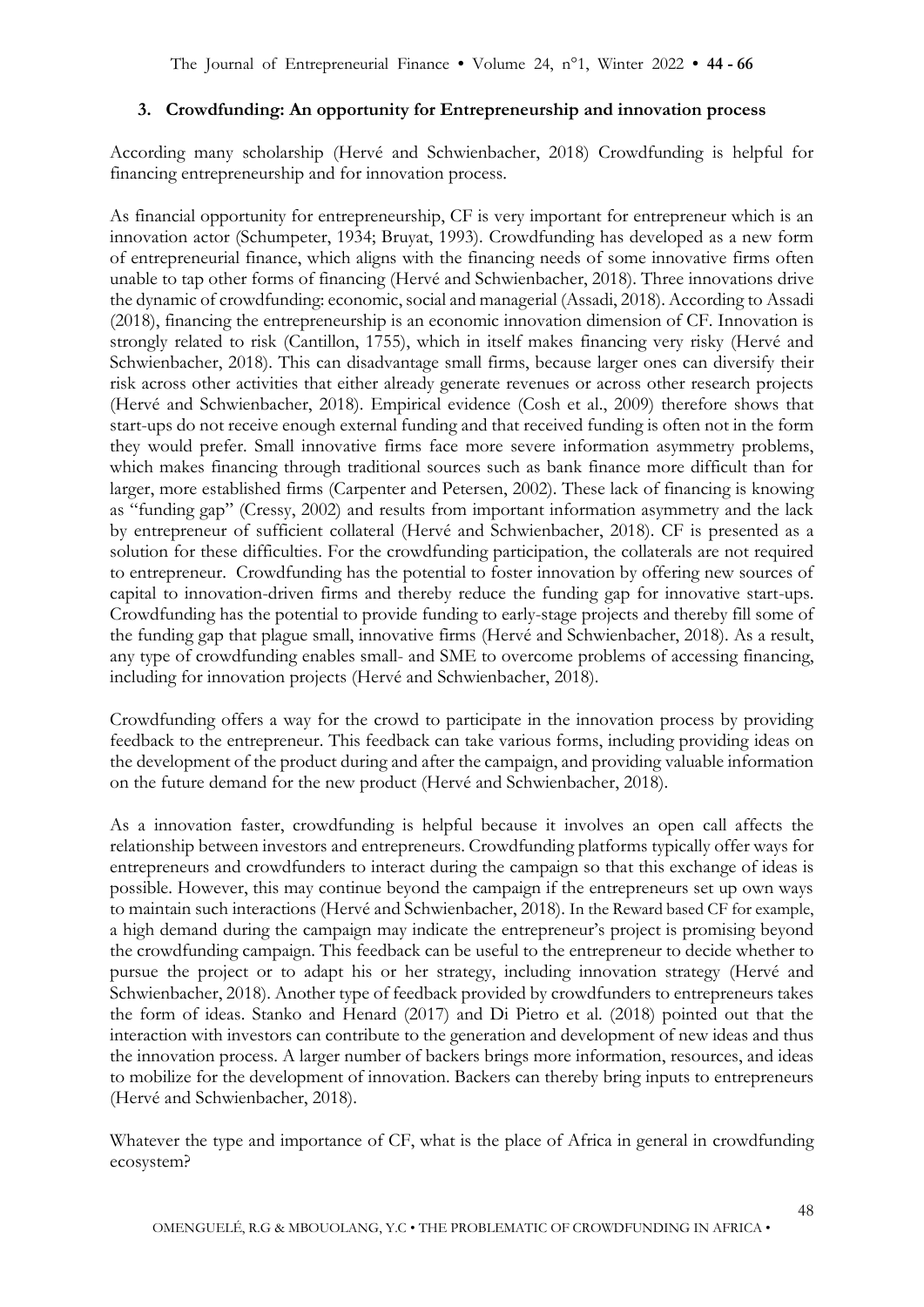## 3. Crowdfunding: An opportunity for Entrepreneurship and innovation process

According many scholarship (Hervé and Schwienbacher, 2018) Crowdfunding is helpful for financing entrepreneurship and for innovation process.

As financial opportunity for entrepreneurship, CF is very important for entrepreneur which is an innovation actor (Schumpeter, 1934; Bruyat, 1993). Crowdfunding has developed as a new form of entrepreneurial finance, which aligns with the financing needs of some innovative firms often unable to tap other forms of financing (Hervé and Schwienbacher, 2018). Three innovations drive the dynamic of crowdfunding: economic, social and managerial (Assadi, 2018). According to Assadi (2018), financing the entrepreneurship is an economic innovation dimension of CF. Innovation is strongly related to risk (Cantillon, 1755), which in itself makes financing very risky (Hervé and Schwienbacher, 2018). This can disadvantage small firms, because larger ones can diversify their risk across other activities that either already generate revenues or across other research projects (Hervé and Schwienbacher, 2018). Empirical evidence (Cosh et al., 2009) therefore shows that start-ups do not receive enough external funding and that received funding is often not in the form they would prefer. Small innovative firms face more severe information asymmetry problems, which makes financing through traditional sources such as bank finance more difficult than for larger, more established firms (Carpenter and Petersen, 2002). These lack of financing is knowing as "funding gap" (Cressy, 2002) and results from important information asymmetry and the lack by entrepreneur of sufficient collateral (Hervé and Schwienbacher, 2018). CF is presented as a solution for these difficulties. For the crowdfunding participation, the collaterals are not required to entrepreneur. Crowdfunding has the potential to foster innovation by offering new sources of capital to innovation-driven firms and thereby reduce the funding gap for innovative start-ups. Crowdfunding has the potential to provide funding to early-stage projects and thereby fill some of the funding gap that plague small, innovative firms (Hervé and Schwienbacher, 2018). As a result, any type of crowdfunding enables small- and SME to overcome problems of accessing financing, including for innovation projects (Hervé and Schwienbacher, 2018).

Crowdfunding offers a way for the crowd to participate in the innovation process by providing feedback to the entrepreneur. This feedback can take various forms, including providing ideas on the development of the product during and after the campaign, and providing valuable information on the future demand for the new product (Hervé and Schwienbacher, 2018).

As a innovation faster, crowdfunding is helpful because it involves an open call affects the relationship between investors and entrepreneurs. Crowdfunding platforms typically offer ways for entrepreneurs and crowdfunders to interact during the campaign so that this exchange of ideas is possible. However, this may continue beyond the campaign if the entrepreneurs set up own ways to maintain such interactions (Hervé and Schwienbacher, 2018). In the Reward based CF for example, a high demand during the campaign may indicate the entrepreneur's project is promising beyond the crowdfunding campaign. This feedback can be useful to the entrepreneur to decide whether to pursue the project or to adapt his or her strategy, including innovation strategy (Hervé and Schwienbacher, 2018). Another type of feedback provided by crowdfunders to entrepreneurs takes the form of ideas. Stanko and Henard (2017) and Di Pietro et al. (2018) pointed out that the interaction with investors can contribute to the generation and development of new ideas and thus the innovation process. A larger number of backers brings more information, resources, and ideas to mobilize for the development of innovation. Backers can thereby bring inputs to entrepreneurs (Hervé and Schwienbacher, 2018).

Whatever the type and importance of CF, what is the place of Africa in general in crowdfunding ecosystem?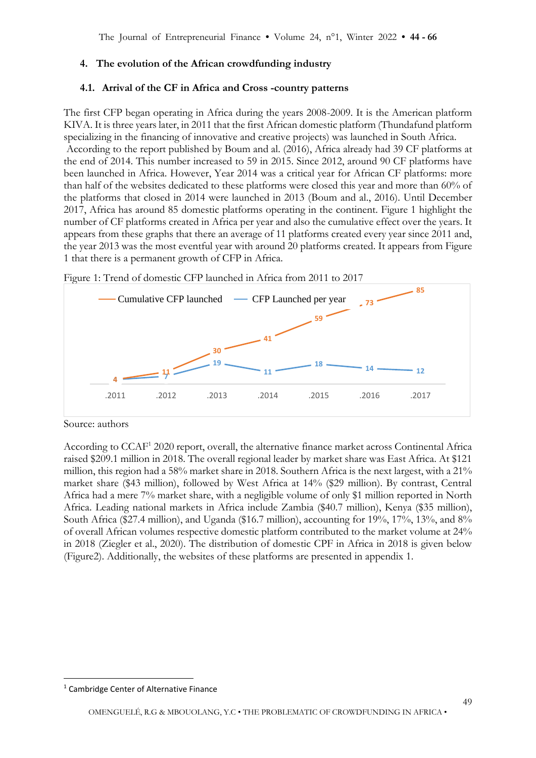## 4. The evolution of the African crowdfunding industry

### 4.1. Arrival of the CF in Africa and Cross -country patterns

The first CFP began operating in Africa during the years 2008-2009. It is the American platform KIVA. It is three years later, in 2011 that the first African domestic platform (Thundafund platform specializing in the financing of innovative and creative projects) was launched in South Africa.

According to the report published by Boum and al. (2016), Africa already had 39 CF platforms at the end of 2014. This number increased to 59 in 2015. Since 2012, around 90 CF platforms have been launched in Africa. However, Year 2014 was a critical year for African CF platforms: more than half of the websites dedicated to these platforms were closed this year and more than 60% of the platforms that closed in 2014 were launched in 2013 (Boum and al., 2016). Until December 2017, Africa has around 85 domestic platforms operating in the continent. Figure 1 highlight the number of CF platforms created in Africa per year and also the cumulative effect over the years. It appears from these graphs that there an average of 11 platforms created every year since 2011 and, the year 2013 was the most eventful year with around 20 platforms created. It appears from Figure 1 that there is a permanent growth of CFP in Africa.

Figure 1: Trend of domestic CFP launched in Africa from 2011 to 2017

Cumulative CFP launched
CFP Launched per year

4
11
7
30
19
41
11
59
18
73
14
85
12

.2011
.2012
.2013
.2014
.2015
.2016
.2017

Source: authors

According to CCAF[1] 2020 report, overall, the alternative finance market across Continental Africa raised $209.1 million in 2018. The overall regional leader by market share was East Africa. At $121 million, this region had a 58% market share in 2018. Southern Africa is the next largest, with a 21% market share ($43 million), followed by West Africa at 14% ($29 million). By contrast, Central Africa had a mere 7% market share, with a negligible volume of only $1 million reported in North Africa. Leading national markets in Africa include Zambia ($40.7 million), Kenya ($35 million), South Africa ($27.4 million), and Uganda ($16.7 million), accounting for 19%, 17%, 13%, and 8% of overall African volumes respective domestic platform contributed to the market volume at 24% in 2018 (Ziegler et al., 2020). The distribution of domestic CPF in Africa in 2018 is given below (Figure2). Additionally, the websites of these platforms are presented in appendix 1.

[1] Cambridge Center of Alternative Finance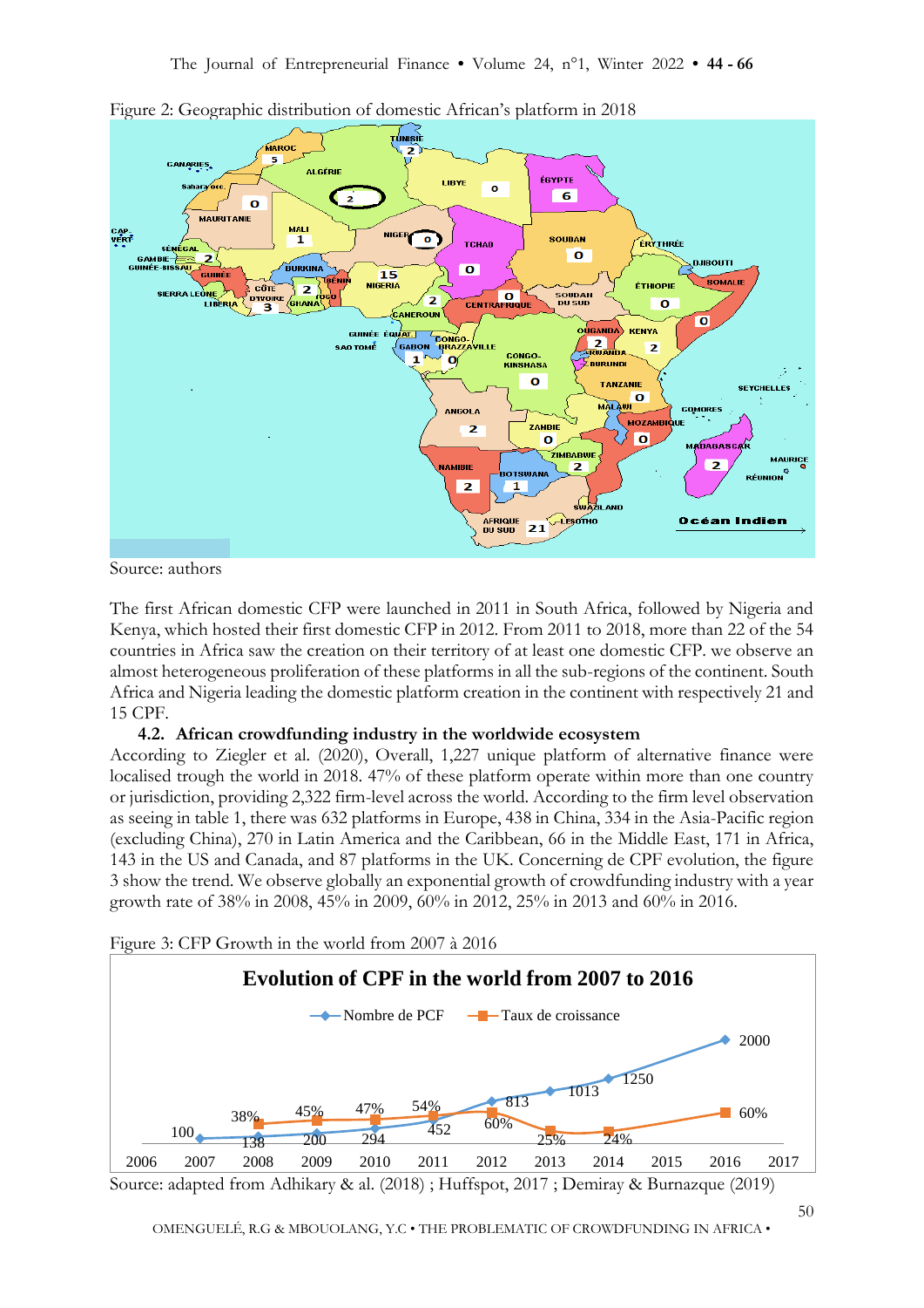Figure 2: Geographic distribution of domestic African's platform in 2018

MAROC 5
TUNISIE 2
CANARIES
ALGÉRIE 2
Sahara occ.
LIBYE 0
ÉGYPTE 6
0
MAURITANIE
CAP-VERT
MALI 1
NIGER 0
TCHAD 0
SOUDAN 0
ÉRYTHRÉE
DJIBOUTI
SÉNÉGAL 2
GAMBIE
GUINÉE-BISSAU
BURKINA
GUINÉE
BÉNIN
NIGERIA 15
SIERRA LEONE
CÔTE D'IVOIRE 2
TOGO
GHANA
LIBERIA 3
CAMEROUN 2
CENTRAFRIQUE 0
SOUDAN DU SUD 0
ÉTHIOPIE 0
SOMALIE 0
GUINÉE ÉQUAT.
SAO TOMÉ
GABON 1
CONGO-BRAZZAVILLE 0
OUGANDA 2
KENYA 2
RWANDA
BURUNDI
CONGO-KINSHASA 0
TANZANIE 0
SEYCHELLES
ANGOLA 2
ZAMBIE 0
MALAWI
COMORES
MOZAMBIQUE 0
MADAGASCAR 2
ZIMBABWE 2
MAURICE
RÉUNION
NAMIBIE 2
BOTSWANA 1
SWAZILAND
AFRIQUE DU SUD 21
LESOTHO
Océan Indien

Source: authors

The first African domestic CFP were launched in 2011 in South Africa, followed by Nigeria and Kenya, which hosted their first domestic CFP in 2012. From 2011 to 2018, more than 22 of the 54 countries in Africa saw the creation on their territory of at least one domestic CFP. we observe an almost heterogeneous proliferation of these platforms in all the sub-regions of the continent. South Africa and Nigeria leading the domestic platform creation in the continent with respectively 21 and 15 CPF.

### 4.2. African crowdfunding industry in the worldwide ecosystem

According to Ziegler et al. (2020), Overall, 1,227 unique platform of alternative finance were localised trough the world in 2018. 47% of these platform operate within more than one country or jurisdiction, providing 2,322 firm-level across the world. According to the firm level observation as seeing in table 1, there was 632 platforms in Europe, 438 in China, 334 in the Asia-Pacific region (excluding China), 270 in Latin America and the Caribbean, 66 in the Middle East, 171 in Africa, 143 in the US and Canada, and 87 platforms in the UK. Concerning de CPF evolution, the figure 3 show the trend. We observe globally an exponential growth of crowdfunding industry with a year growth rate of 38% in 2008, 45% in 2009, 60% in 2012, 25% in 2013 and 60% in 2016.

Figure 3: CFP Growth in the world from 2007 à 2016

Evolution of CPF in the world from 2007 to 2016

Nombre de PCF
Taux de croissance

100
138
200
294
452
813
1013
1250
2000

38%
45%
47%
54%
60%
25%
24%
60%

2006 2007 2008 2009 2010 2011 2012 2013 2014 2015 2016 2017

Source: adapted from Adhikary & al. (2018) ; Huffspot, 2017 ; Demiray & Burnazque (2019)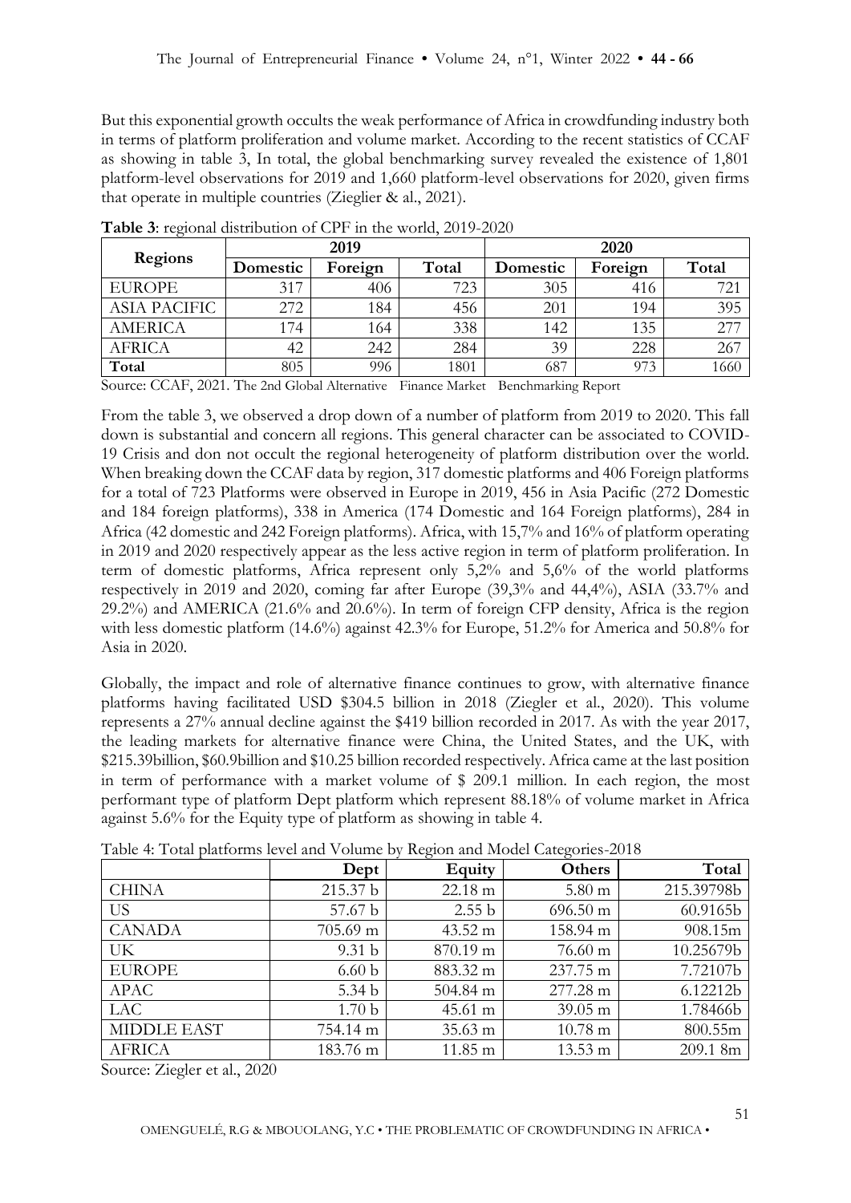But this exponential growth occults the weak performance of Africa in crowdfunding industry both in terms of platform proliferation and volume market. According to the recent statistics of CCAF as showing in table 3, In total, the global benchmarking survey revealed the existence of 1,801 platform-level observations for 2019 and 1,660 platform-level observations for 2020, given firms that operate in multiple countries (Zieglier & al., 2021).

**Table 3**: regional distribution of CPF in the world, 2019-2020

| Regions | 2019 | | | 2020 | | |
|---|---|---|---|---|---|---|
| | Domestic | Foreign | Total | Domestic | Foreign | Total |
| EUROPE | 317 | 406 | 723 | 305 | 416 | 721 |
| ASIA PACIFIC | 272 | 184 | 456 | 201 | 194 | 395 |
| AMERICA | 174 | 164 | 338 | 142 | 135 | 277 |
| AFRICA | 42 | 242 | 284 | 39 | 228 | 267 |
| **Total** | 805 | 996 | 1801 | 687 | 973 | 1660 |

Source: CCAF, 2021. The 2nd Global Alternative Finance Market Benchmarking Report

From the table 3, we observed a drop down of a number of platform from 2019 to 2020. This fall down is substantial and concern all regions. This general character can be associated to COVID-19 Crisis and don not occult the regional heterogeneity of platform distribution over the world. When breaking down the CCAF data by region, 317 domestic platforms and 406 Foreign platforms for a total of 723 Platforms were observed in Europe in 2019, 456 in Asia Pacific (272 Domestic and 184 foreign platforms), 338 in America (174 Domestic and 164 Foreign platforms), 284 in Africa (42 domestic and 242 Foreign platforms). Africa, with 15,7% and 16% of platform operating in 2019 and 2020 respectively appear as the less active region in term of platform proliferation. In term of domestic platforms, Africa represent only 5,2% and 5,6% of the world platforms respectively in 2019 and 2020, coming far after Europe (39,3% and 44,4%), ASIA (33.7% and 29.2%) and AMERICA (21.6% and 20.6%). In term of foreign CFP density, Africa is the region with less domestic platform (14.6%) against 42.3% for Europe, 51.2% for America and 50.8% for Asia in 2020.

Globally, the impact and role of alternative finance continues to grow, with alternative finance platforms having facilitated USD $304.5 billion in 2018 (Ziegler et al., 2020). This volume represents a 27% annual decline against the $419 billion recorded in 2017. As with the year 2017, the leading markets for alternative finance were China, the United States, and the UK, with $215.39billion, $60.9billion and $10.25 billion recorded respectively. Africa came at the last position in term of performance with a market volume of $ 209.1 million. In each region, the most performant type of platform Dept platform which represent 88.18% of volume market in Africa against 5.6% for the Equity type of platform as showing in table 4.

Table 4: Total platforms level and Volume by Region and Model Categories-2018

| | Dept | Equity | Others | Total |
|---|---|---|---|---|
| CHINA | 215.37 b | 22.18 m | 5.80 m | 215.39798b |
| US | 57.67 b | 2.55 b | 696.50 m | 60.9165b |
| CANADA | 705.69 m | 43.52 m | 158.94 m | 908.15m |
| UK | 9.31 b | 870.19 m | 76.60 m | 10.25679b |
| EUROPE | 6.60 b | 883.32 m | 237.75 m | 7.72107b |
| APAC | 5.34 b | 504.84 m | 277.28 m | 6.12212b |
| LAC | 1.70 b | 45.61 m | 39.05 m | 1.78466b |
| MIDDLE EAST | 754.14 m | 35.63 m | 10.78 m | 800.55m |
| AFRICA | 183.76 m | 11.85 m | 13.53 m | 209.1 8m |

Source: Ziegler et al., 2020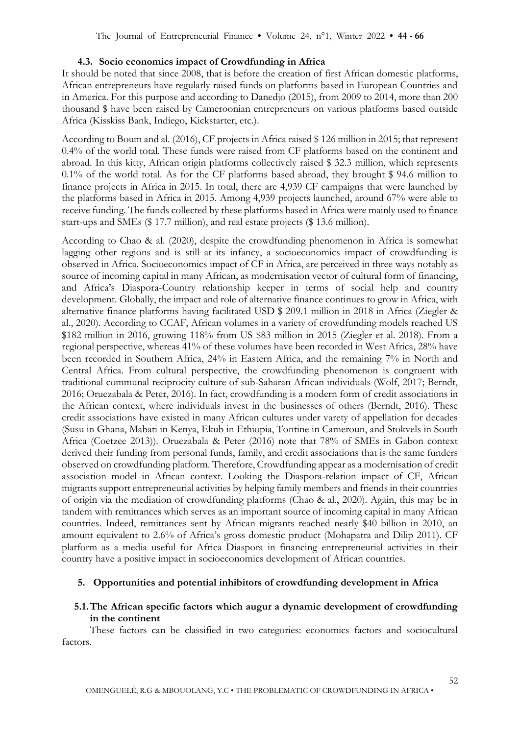### 4.3. Socio economics impact of Crowdfunding in Africa

It should be noted that since 2008, that is before the creation of first African domestic platforms, African entrepreneurs have regularly raised funds on platforms based in European Countries and in America. For this purpose and according to Danedjo (2015), from 2009 to 2014, more than 200 thousand $ have been raised by Cameroonian entrepreneurs on various platforms based outside Africa (Kisskiss Bank, Indiego, Kickstarter, etc.).

According to Boum and al. (2016), CF projects in Africa raised $ 126 million in 2015; that represent 0.4% of the world total. These funds were raised from CF platforms based on the continent and abroad. In this kitty, African origin platforms collectively raised $ 32.3 million, which represents 0.1% of the world total. As for the CF platforms based abroad, they brought $ 94.6 million to finance projects in Africa in 2015. In total, there are 4,939 CF campaigns that were launched by the platforms based in Africa in 2015. Among 4,939 projects launched, around 67% were able to receive funding. The funds collected by these platforms based in Africa were mainly used to finance start-ups and SMEs ($ 17.7 million), and real estate projects ($ 13.6 million).

According to Chao & al. (2020), despite the crowdfunding phenomenon in Africa is somewhat lagging other regions and is still at its infancy, a socioeconomics impact of crowdfunding is observed in Africa. Socioeconomics impact of CF in Africa, are perceived in three ways notably as source of incoming capital in many African, as modernisation vector of cultural form of financing, and Africa's Diaspora-Country relationship keeper in terms of social help and country development. Globally, the impact and role of alternative finance continues to grow in Africa, with alternative finance platforms having facilitated USD $ 209.1 million in 2018 in Africa (Ziegler & al., 2020). According to CCAF, African volumes in a variety of crowdfunding models reached US $182 million in 2016, growing 118% from US $83 million in 2015 (Ziegler et al. 2018). From a regional perspective, whereas 41% of these volumes have been recorded in West Africa, 28% have been recorded in Southern Africa, 24% in Eastern Africa, and the remaining 7% in North and Central Africa. From cultural perspective, the crowdfunding phenomenon is congruent with traditional communal reciprocity culture of sub-Saharan African individuals (Wolf, 2017; Berndt, 2016; Oruezabala & Peter, 2016). In fact, crowdfunding is a modern form of credit associations in the African context, where individuals invest in the businesses of others (Berndt, 2016). These credit associations have existed in many African cultures under varety of appellation for decades (Susu in Ghana, Mabati in Kenya, Ekub in Ethiopia, Tontine in Cameroun, and Stokvels in South Africa (Coetzee 2013)). Oruezabala & Peter (2016) note that 78% of SMEs in Gabon context derived their funding from personal funds, family, and credit associations that is the same funders observed on crowdfunding platform. Therefore, Crowdfunding appear as a modernisation of credit association model in African context. Looking the Diaspora-relation impact of CF, African migrants support entrepreneurial activities by helping family members and friends in their countries of origin via the mediation of crowdfunding platforms (Chao & al., 2020). Again, this may be in tandem with remittances which serves as an important source of incoming capital in many African countries. Indeed, remittances sent by African migrants reached nearly $40 billion in 2010, an amount equivalent to 2.6% of Africa's gross domestic product (Mohapatra and Dilip 2011). CF platform as a media useful for Africa Diaspora in financing entrepreneurial activities in their country have a positive impact in socioeconomics development of African countries.

## 5. Opportunities and potential inhibitors of crowdfunding development in Africa

### 5.1. The African specific factors which augur a dynamic development of crowdfunding in the continent

These factors can be classified in two categories: economics factors and sociocultural factors.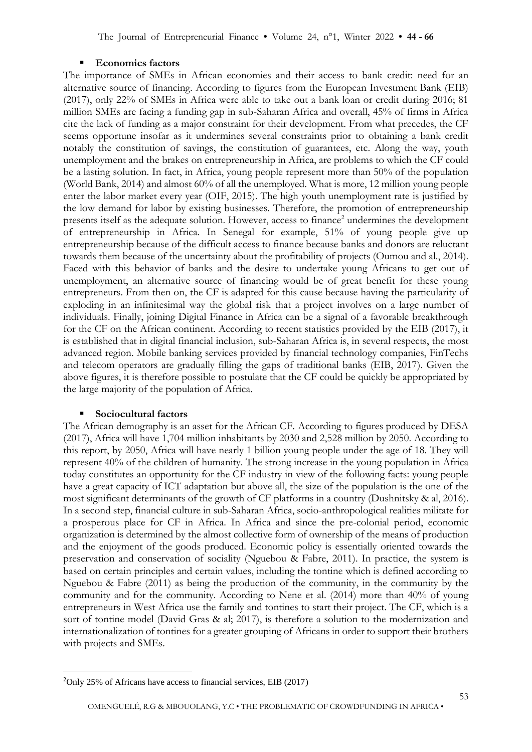- **Economics factors**

The importance of SMEs in African economies and their access to bank credit: need for an alternative source of financing. According to figures from the European Investment Bank (EIB) (2017), only 22% of SMEs in Africa were able to take out a bank loan or credit during 2016; 81 million SMEs are facing a funding gap in sub-Saharan Africa and overall, 45% of firms in Africa cite the lack of funding as a major constraint for their development. From what precedes, the CF seems opportune insofar as it undermines several constraints prior to obtaining a bank credit notably the constitution of savings, the constitution of guarantees, etc. Along the way, youth unemployment and the brakes on entrepreneurship in Africa, are problems to which the CF could be a lasting solution. In fact, in Africa, young people represent more than 50% of the population (World Bank, 2014) and almost 60% of all the unemployed. What is more, 12 million young people enter the labor market every year (OIF, 2015). The high youth unemployment rate is justified by the low demand for labor by existing businesses. Therefore, the promotion of entrepreneurship presents itself as the adequate solution. However, access to finance[2] undermines the development of entrepreneurship in Africa. In Senegal for example, 51% of young people give up entrepreneurship because of the difficult access to finance because banks and donors are reluctant towards them because of the uncertainty about the profitability of projects (Oumou and al., 2014). Faced with this behavior of banks and the desire to undertake young Africans to get out of unemployment, an alternative source of financing would be of great benefit for these young entrepreneurs. From then on, the CF is adapted for this cause because having the particularity of exploding in an infinitesimal way the global risk that a project involves on a large number of individuals. Finally, joining Digital Finance in Africa can be a signal of a favorable breakthrough for the CF on the African continent. According to recent statistics provided by the EIB (2017), it is established that in digital financial inclusion, sub-Saharan Africa is, in several respects, the most advanced region. Mobile banking services provided by financial technology companies, FinTechs and telecom operators are gradually filling the gaps of traditional banks (EIB, 2017). Given the above figures, it is therefore possible to postulate that the CF could be quickly be appropriated by the large majority of the population of Africa.

- **Sociocultural factors**

The African demography is an asset for the African CF. According to figures produced by DESA (2017), Africa will have 1,704 million inhabitants by 2030 and 2,528 million by 2050. According to this report, by 2050, Africa will have nearly 1 billion young people under the age of 18. They will represent 40% of the children of humanity. The strong increase in the young population in Africa today constitutes an opportunity for the CF industry in view of the following facts: young people have a great capacity of ICT adaptation but above all, the size of the population is the one of the most significant determinants of the growth of CF platforms in a country (Dushnitsky & al, 2016). In a second step, financial culture in sub-Saharan Africa, socio-anthropological realities militate for a prosperous place for CF in Africa. In Africa and since the pre-colonial period, economic organization is determined by the almost collective form of ownership of the means of production and the enjoyment of the goods produced. Economic policy is essentially oriented towards the preservation and conservation of sociality (Nguebou & Fabre, 2011). In practice, the system is based on certain principles and certain values, including the tontine which is defined according to Nguebou & Fabre (2011) as being the production of the community, in the community by the community and for the community. According to Nene et al. (2014) more than 40% of young entrepreneurs in West Africa use the family and tontines to start their project. The CF, which is a sort of tontine model (David Gras & al; 2017), is therefore a solution to the modernization and internationalization of tontines for a greater grouping of Africans in order to support their brothers with projects and SMEs.

[2]Only 25% of Africans have access to financial services, EIB (2017)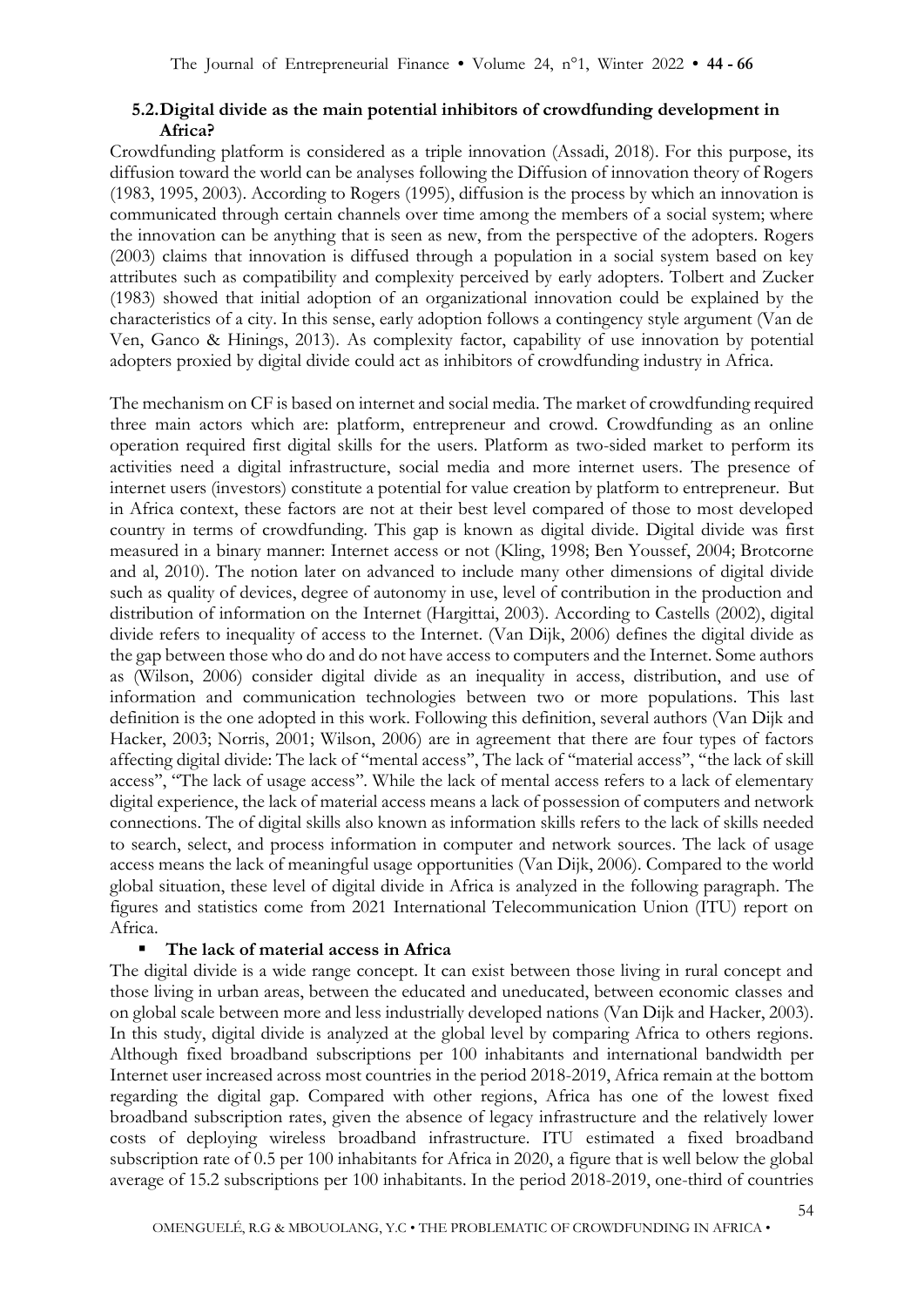### 5.2. Digital divide as the main potential inhibitors of crowdfunding development in Africa?

Crowdfunding platform is considered as a triple innovation (Assadi, 2018). For this purpose, its diffusion toward the world can be analyses following the Diffusion of innovation theory of Rogers (1983, 1995, 2003). According to Rogers (1995), diffusion is the process by which an innovation is communicated through certain channels over time among the members of a social system; where the innovation can be anything that is seen as new, from the perspective of the adopters. Rogers (2003) claims that innovation is diffused through a population in a social system based on key attributes such as compatibility and complexity perceived by early adopters. Tolbert and Zucker (1983) showed that initial adoption of an organizational innovation could be explained by the characteristics of a city. In this sense, early adoption follows a contingency style argument (Van de Ven, Ganco & Hinings, 2013). As complexity factor, capability of use innovation by potential adopters proxied by digital divide could act as inhibitors of crowdfunding industry in Africa.

The mechanism on CF is based on internet and social media. The market of crowdfunding required three main actors which are: platform, entrepreneur and crowd. Crowdfunding as an online operation required first digital skills for the users. Platform as two-sided market to perform its activities need a digital infrastructure, social media and more internet users. The presence of internet users (investors) constitute a potential for value creation by platform to entrepreneur. But in Africa context, these factors are not at their best level compared of those to most developed country in terms of crowdfunding. This gap is known as digital divide. Digital divide was first measured in a binary manner: Internet access or not (Kling, 1998; Ben Youssef, 2004; Brotcorne and al, 2010). The notion later on advanced to include many other dimensions of digital divide such as quality of devices, degree of autonomy in use, level of contribution in the production and distribution of information on the Internet (Hargittai, 2003). According to Castells (2002), digital divide refers to inequality of access to the Internet. (Van Dijk, 2006) defines the digital divide as the gap between those who do and do not have access to computers and the Internet. Some authors as (Wilson, 2006) consider digital divide as an inequality in access, distribution, and use of information and communication technologies between two or more populations. This last definition is the one adopted in this work. Following this definition, several authors (Van Dijk and Hacker, 2003; Norris, 2001; Wilson, 2006) are in agreement that there are four types of factors affecting digital divide: The lack of "mental access", The lack of "material access", "the lack of skill access", "The lack of usage access". While the lack of mental access refers to a lack of elementary digital experience, the lack of material access means a lack of possession of computers and network connections. The of digital skills also known as information skills refers to the lack of skills needed to search, select, and process information in computer and network sources. The lack of usage access means the lack of meaningful usage opportunities (Van Dijk, 2006). Compared to the world global situation, these level of digital divide in Africa is analyzed in the following paragraph. The figures and statistics come from 2021 International Telecommunication Union (ITU) report on Africa.

- **The lack of material access in Africa**

The digital divide is a wide range concept. It can exist between those living in rural concept and those living in urban areas, between the educated and uneducated, between economic classes and on global scale between more and less industrially developed nations (Van Dijk and Hacker, 2003). In this study, digital divide is analyzed at the global level by comparing Africa to others regions. Although fixed broadband subscriptions per 100 inhabitants and international bandwidth per Internet user increased across most countries in the period 2018-2019, Africa remain at the bottom regarding the digital gap. Compared with other regions, Africa has one of the lowest fixed broadband subscription rates, given the absence of legacy infrastructure and the relatively lower costs of deploying wireless broadband infrastructure. ITU estimated a fixed broadband subscription rate of 0.5 per 100 inhabitants for Africa in 2020, a figure that is well below the global average of 15.2 subscriptions per 100 inhabitants. In the period 2018-2019, one-third of countries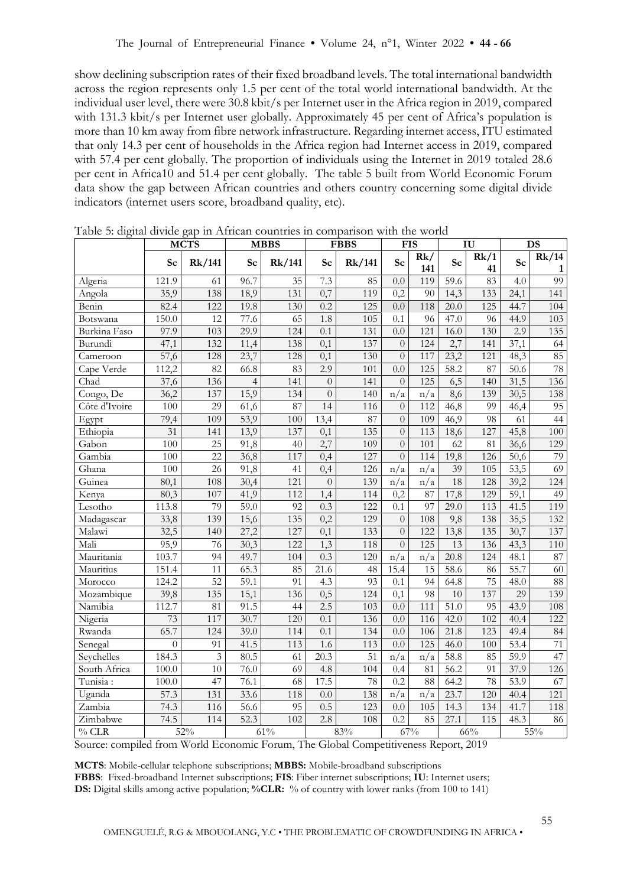show declining subscription rates of their fixed broadband levels. The total international bandwidth across the region represents only 1.5 per cent of the total world international bandwidth. At the individual user level, there were 30.8 kbit/s per Internet user in the Africa region in 2019, compared with 131.3 kbit/s per Internet user globally. Approximately 45 per cent of Africa's population is more than 10 km away from fibre network infrastructure. Regarding internet access, ITU estimated that only 14.3 per cent of households in the Africa region had Internet access in 2019, compared with 57.4 per cent globally. The proportion of individuals using the Internet in 2019 totaled 28.6 per cent in Africa10 and 51.4 per cent globally. The table 5 built from World Economic Forum data show the gap between African countries and others country concerning some digital divide indicators (internet users score, broadband quality, etc).

Table 5: digital divide gap in African countries in comparison with the world

| | MCTS | | MBBS | | FBBS | | FIS | | IU | | DS | |
|---|---|---|---|---|---|---|---|---|---|---|---|---|
| | Sc | Rk/141 | Sc | Rk/141 | Sc | Rk/141 | Sc | Rk/141 | Sc | Rk/141 | Sc | Rk/141 |
| Algeria | 121.9 | 61 | 96.7 | 35 | 7.3 | 85 | 0.0 | 119 | 59.6 | 83 | 4.0 | 99 |
| Angola | 35,9 | 138 | 18,9 | 131 | 0,7 | 119 | 0,2 | 90 | 14,3 | 133 | 24,1 | 141 |
| Benin | 82.4 | 122 | 19.8 | 130 | 0.2 | 125 | 0.0 | 118 | 20.0 | 125 | 44.7 | 104 |
| Botswana | 150.0 | 12 | 77.6 | 65 | 1.8 | 105 | 0.1 | 96 | 47.0 | 96 | 44.9 | 103 |
| Burkina Faso | 97.9 | 103 | 29.9 | 124 | 0.1 | 131 | 0.0 | 121 | 16.0 | 130 | 2.9 | 135 |
| Burundi | 47,1 | 132 | 11,4 | 138 | 0,1 | 137 | 0 | 124 | 2,7 | 141 | 37,1 | 64 |
| Cameroon | 57,6 | 128 | 23,7 | 128 | 0,1 | 130 | 0 | 117 | 23,2 | 121 | 48,3 | 85 |
| Cape Verde | 112,2 | 82 | 66.8 | 83 | 2.9 | 101 | 0.0 | 125 | 58.2 | 87 | 50.6 | 78 |
| Chad | 37,6 | 136 | 4 | 141 | 0 | 141 | 0 | 125 | 6,5 | 140 | 31,5 | 136 |
| Congo, De | 36,2 | 137 | 15,9 | 134 | 0 | 140 | n/a | n/a | 8,6 | 139 | 30,5 | 138 |
| Côte d'Ivoire | 100 | 29 | 61,6 | 87 | 14 | 116 | 0 | 112 | 46,8 | 99 | 46,4 | 95 |
| Egypt | 79,4 | 109 | 53,9 | 100 | 13,4 | 87 | 0 | 109 | 46,9 | 98 | 61 | 44 |
| Ethiopia | 31 | 141 | 13,9 | 137 | 0,1 | 135 | 0 | 113 | 18,6 | 127 | 45,8 | 100 |
| Gabon | 100 | 25 | 91,8 | 40 | 2,7 | 109 | 0 | 101 | 62 | 81 | 36,6 | 129 |
| Gambia | 100 | 22 | 36,8 | 117 | 0,4 | 127 | 0 | 114 | 19,8 | 126 | 50,6 | 79 |
| Ghana | 100 | 26 | 91,8 | 41 | 0,4 | 126 | n/a | n/a | 39 | 105 | 53,5 | 69 |
| Guinea | 80,1 | 108 | 30,4 | 121 | 0 | 139 | n/a | n/a | 18 | 128 | 39,2 | 124 |
| Kenya | 80,3 | 107 | 41,9 | 112 | 1,4 | 114 | 0,2 | 87 | 17,8 | 129 | 59,1 | 49 |
| Lesotho | 113.8 | 79 | 59.0 | 92 | 0.3 | 122 | 0.1 | 97 | 29.0 | 113 | 41.5 | 119 |
| Madagascar | 33,8 | 139 | 15,6 | 135 | 0,2 | 129 | 0 | 108 | 9,8 | 138 | 35,5 | 132 |
| Malawi | 32,5 | 140 | 27,2 | 127 | 0,1 | 133 | 0 | 122 | 13,8 | 135 | 30,7 | 137 |
| Mali | 95,9 | 76 | 30,3 | 122 | 1,3 | 118 | 0 | 125 | 13 | 136 | 43,3 | 110 |
| Mauritania | 103.7 | 94 | 49.7 | 104 | 0.3 | 120 | n/a | n/a | 20.8 | 124 | 48.1 | 87 |
| Mauritius | 151.4 | 11 | 65.3 | 85 | 21.6 | 48 | 15.4 | 15 | 58.6 | 86 | 55.7 | 60 |
| Morocco | 124.2 | 52 | 59.1 | 91 | 4.3 | 93 | 0.1 | 94 | 64.8 | 75 | 48.0 | 88 |
| Mozambique | 39,8 | 135 | 15,1 | 136 | 0,5 | 124 | 0,1 | 98 | 10 | 137 | 29 | 139 |
| Namibia | 112.7 | 81 | 91.5 | 44 | 2.5 | 103 | 0.0 | 111 | 51.0 | 95 | 43.9 | 108 |
| Nigeria | 73 | 117 | 30.7 | 120 | 0.1 | 136 | 0.0 | 116 | 42.0 | 102 | 40.4 | 122 |
| Rwanda | 65.7 | 124 | 39.0 | 114 | 0.1 | 134 | 0.0 | 106 | 21.8 | 123 | 49.4 | 84 |
| Senegal | 0 | 91 | 41.5 | 113 | 1.6 | 113 | 0.0 | 125 | 46.0 | 100 | 53.4 | 71 |
| Seychelles | 184.3 | 3 | 80.5 | 61 | 20.3 | 51 | n/a | n/a | 58.8 | 85 | 59.9 | 47 |
| South Africa | 100.0 | 10 | 76.0 | 69 | 4.8 | 104 | 0.4 | 81 | 56.2 | 91 | 37.9 | 126 |
| Tunisia : | 100.0 | 47 | 76.1 | 68 | 17.5 | 78 | 0.2 | 88 | 64.2 | 78 | 53.9 | 67 |
| Uganda | 57.3 | 131 | 33.6 | 118 | 0.0 | 138 | n/a | n/a | 23.7 | 120 | 40.4 | 121 |
| Zambia | 74.3 | 116 | 56.6 | 95 | 0.5 | 123 | 0.0 | 105 | 14.3 | 134 | 41.7 | 118 |
| Zimbabwe | 74.5 | 114 | 52.3 | 102 | 2.8 | 108 | 0.2 | 85 | 27.1 | 115 | 48.3 | 86 |
| % CLR | 52% | | 61% | | 83% | | 67% | | 66% | | 55% | |

Source: compiled from World Economic Forum, The Global Competitiveness Report, 2019

**MCTS**: Mobile-cellular telephone subscriptions; **MBBS:** Mobile-broadband subscriptions
**FBBS**: Fixed-broadband Internet subscriptions; **FIS**: Fiber internet subscriptions; **IU**: Internet users;
**DS:** Digital skills among active population; **%CLR:** % of country with lower ranks (from 100 to 141)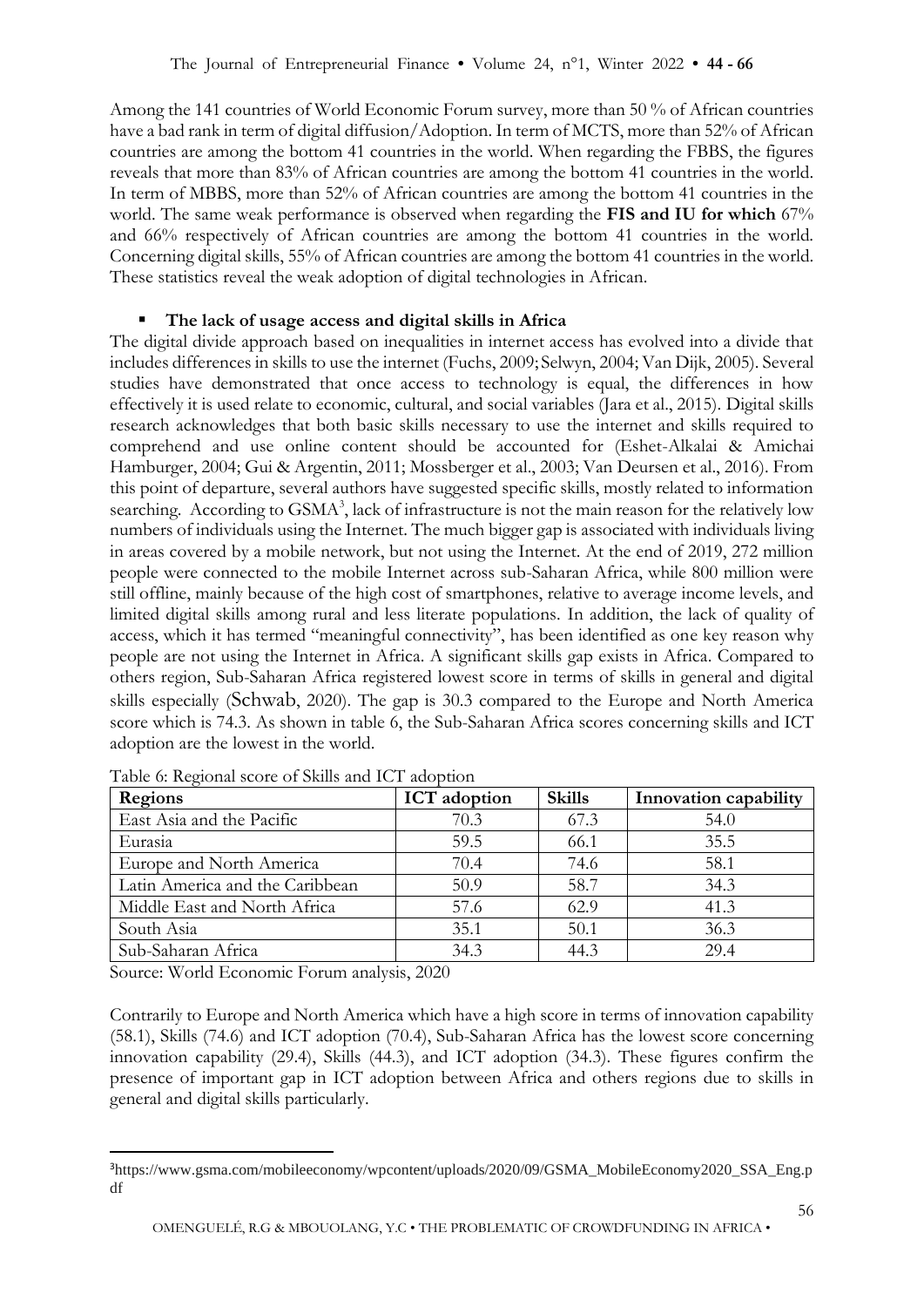Among the 141 countries of World Economic Forum survey, more than 50 % of African countries have a bad rank in term of digital diffusion/Adoption. In term of MCTS, more than 52% of African countries are among the bottom 41 countries in the world. When regarding the FBBS, the figures reveals that more than 83% of African countries are among the bottom 41 countries in the world. In term of MBBS, more than 52% of African countries are among the bottom 41 countries in the world. The same weak performance is observed when regarding the **FIS and IU for which** 67% and 66% respectively of African countries are among the bottom 41 countries in the world. Concerning digital skills, 55% of African countries are among the bottom 41 countries in the world. These statistics reveal the weak adoption of digital technologies in African.

- **The lack of usage access and digital skills in Africa**

The digital divide approach based on inequalities in internet access has evolved into a divide that includes differences in skills to use the internet (Fuchs, 2009; Selwyn, 2004; Van Dijk, 2005). Several studies have demonstrated that once access to technology is equal, the differences in how effectively it is used relate to economic, cultural, and social variables (Jara et al., 2015). Digital skills research acknowledges that both basic skills necessary to use the internet and skills required to comprehend and use online content should be accounted for (Eshet-Alkalai & Amichai Hamburger, 2004; Gui & Argentin, 2011; Mossberger et al., 2003; Van Deursen et al., 2016). From this point of departure, several authors have suggested specific skills, mostly related to information searching. According to GSMA[3], lack of infrastructure is not the main reason for the relatively low numbers of individuals using the Internet. The much bigger gap is associated with individuals living in areas covered by a mobile network, but not using the Internet. At the end of 2019, 272 million people were connected to the mobile Internet across sub-Saharan Africa, while 800 million were still offline, mainly because of the high cost of smartphones, relative to average income levels, and limited digital skills among rural and less literate populations. In addition, the lack of quality of access, which it has termed "meaningful connectivity", has been identified as one key reason why people are not using the Internet in Africa. A significant skills gap exists in Africa. Compared to others region, Sub-Saharan Africa registered lowest score in terms of skills in general and digital skills especially (Schwab, 2020). The gap is 30.3 compared to the Europe and North America score which is 74.3. As shown in table 6, the Sub-Saharan Africa scores concerning skills and ICT adoption are the lowest in the world.

Table 6: Regional score of Skills and ICT adoption

| Regions | ICT adoption | Skills | Innovation capability |
|---|---|---|---|
| East Asia and the Pacific | 70.3 | 67.3 | 54.0 |
| Eurasia | 59.5 | 66.1 | 35.5 |
| Europe and North America | 70.4 | 74.6 | 58.1 |
| Latin America and the Caribbean | 50.9 | 58.7 | 34.3 |
| Middle East and North Africa | 57.6 | 62.9 | 41.3 |
| South Asia | 35.1 | 50.1 | 36.3 |
| Sub-Saharan Africa | 34.3 | 44.3 | 29.4 |

Source: World Economic Forum analysis, 2020

Contrarily to Europe and North America which have a high score in terms of innovation capability (58.1), Skills (74.6) and ICT adoption (70.4), Sub-Saharan Africa has the lowest score concerning innovation capability (29.4), Skills (44.3), and ICT adoption (34.3). These figures confirm the presence of important gap in ICT adoption between Africa and others regions due to skills in general and digital skills particularly.

[3] https://www.gsma.com/mobileeconomy/wpcontent/uploads/2020/09/GSMA_MobileEconomy2020_SSA_Eng.pdf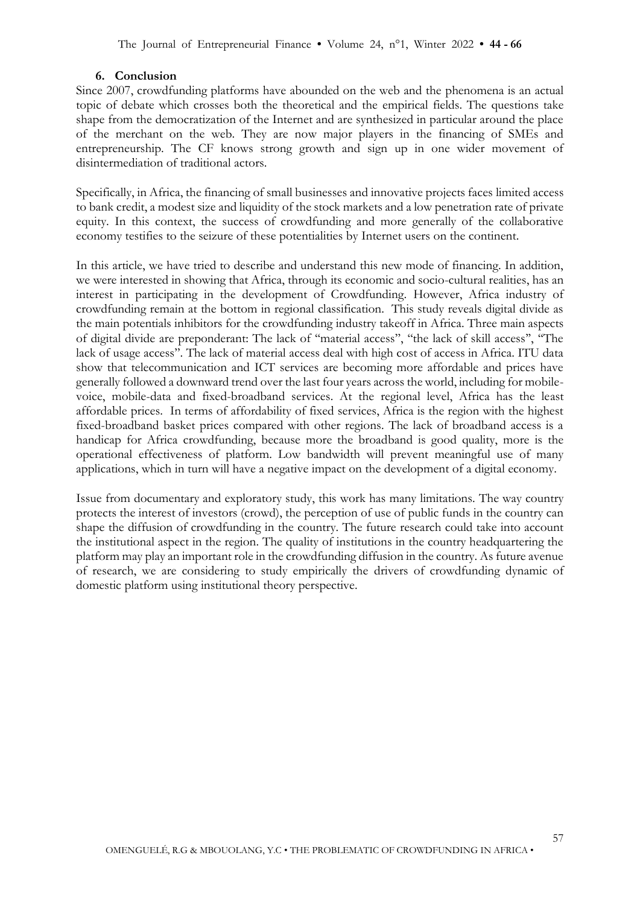## 6. Conclusion

Since 2007, crowdfunding platforms have abounded on the web and the phenomena is an actual topic of debate which crosses both the theoretical and the empirical fields. The questions take shape from the democratization of the Internet and are synthesized in particular around the place of the merchant on the web. They are now major players in the financing of SMEs and entrepreneurship. The CF knows strong growth and sign up in one wider movement of disintermediation of traditional actors.

Specifically, in Africa, the financing of small businesses and innovative projects faces limited access to bank credit, a modest size and liquidity of the stock markets and a low penetration rate of private equity. In this context, the success of crowdfunding and more generally of the collaborative economy testifies to the seizure of these potentialities by Internet users on the continent.

In this article, we have tried to describe and understand this new mode of financing. In addition, we were interested in showing that Africa, through its economic and socio-cultural realities, has an interest in participating in the development of Crowdfunding. However, Africa industry of crowdfunding remain at the bottom in regional classification. This study reveals digital divide as the main potentials inhibitors for the crowdfunding industry takeoff in Africa. Three main aspects of digital divide are preponderant: The lack of "material access", "the lack of skill access", "The lack of usage access". The lack of material access deal with high cost of access in Africa. ITU data show that telecommunication and ICT services are becoming more affordable and prices have generally followed a downward trend over the last four years across the world, including for mobile-voice, mobile-data and fixed-broadband services. At the regional level, Africa has the least affordable prices. In terms of affordability of fixed services, Africa is the region with the highest fixed-broadband basket prices compared with other regions. The lack of broadband access is a handicap for Africa crowdfunding, because more the broadband is good quality, more is the operational effectiveness of platform. Low bandwidth will prevent meaningful use of many applications, which in turn will have a negative impact on the development of a digital economy.

Issue from documentary and exploratory study, this work has many limitations. The way country protects the interest of investors (crowd), the perception of use of public funds in the country can shape the diffusion of crowdfunding in the country. The future research could take into account the institutional aspect in the region. The quality of institutions in the country headquartering the platform may play an important role in the crowdfunding diffusion in the country. As future avenue of research, we are considering to study empirically the drivers of crowdfunding dynamic of domestic platform using institutional theory perspective.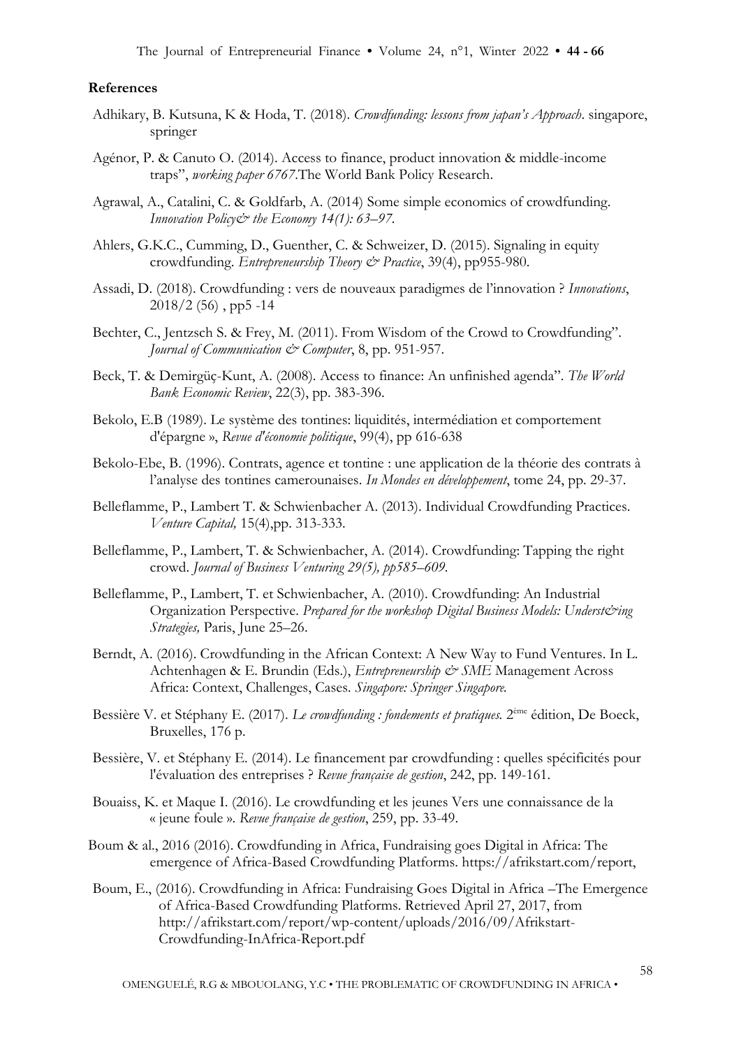**References**

Adhikary, B. Kutsuna, K & Hoda, T. (2018). *Crowdfunding: lessons from japan's Approach*. singapore, springer

Agénor, P. & Canuto O. (2014). Access to finance, product innovation & middle-income traps", *working paper 6767*.The World Bank Policy Research.

Agrawal, A., Catalini, C. & Goldfarb, A. (2014) Some simple economics of crowdfunding. *Innovation Policy& the Economy 14(1): 63–97*.

Ahlers, G.K.C., Cumming, D., Guenther, C. & Schweizer, D. (2015). Signaling in equity crowdfunding. *Entrepreneurship Theory & Practice*, 39(4), pp955-980.

Assadi, D. (2018). Crowdfunding : vers de nouveaux paradigmes de l'innovation ? *Innovations*, 2018/2 (56) , pp5 -14

Bechter, C., Jentzsch S. & Frey, M. (2011). From Wisdom of the Crowd to Crowdfunding". *Journal of Communication & Computer*, 8, pp. 951-957.

Beck, T. & Demirgüç-Kunt, A. (2008). Access to finance: An unfinished agenda". *The World Bank Economic Review*, 22(3), pp. 383-396.

Bekolo, E.B (1989). Le système des tontines: liquidités, intermédiation et comportement d'épargne », *Revue d'économie politique*, 99(4), pp 616-638

Bekolo-Ebe, B. (1996). Contrats, agence et tontine : une application de la théorie des contrats à l'analyse des tontines camerounaises. *In Mondes en développement*, tome 24, pp. 29-37.

Belleflamme, P., Lambert T. & Schwienbacher A. (2013). Individual Crowdfunding Practices. *Venture Capital,* 15(4),pp. 313-333.

Belleflamme, P., Lambert, T. & Schwienbacher, A. (2014). Crowdfunding: Tapping the right crowd. *Journal of Business Venturing 29(5), pp585–609*.

Belleflamme, P., Lambert, T. et Schwienbacher, A. (2010). Crowdfunding: An Industrial Organization Perspective. *Prepared for the workshop Digital Business Models: Underst&ing Strategies,* Paris, June 25–26.

Berndt, A. (2016). Crowdfunding in the African Context: A New Way to Fund Ventures. In L. Achtenhagen & E. Brundin (Eds.), *Entrepreneurship & SME* Management Across Africa: Context, Challenges, Cases. *Singapore: Springer Singapore.*

Bessière V. et Stéphany E. (2017). *Le crowdfunding : fondements et pratiques.* 2ème édition, De Boeck, Bruxelles, 176 p.

Bessière, V. et Stéphany E. (2014). Le financement par crowdfunding : quelles spécificités pour l'évaluation des entreprises ? *Revue française de gestion*, 242, pp. 149-161.

Bouaiss, K. et Maque I. (2016). Le crowdfunding et les jeunes Vers une connaissance de la « jeune foule ». *Revue française de gestion*, 259, pp. 33-49.

Boum & al., 2016 (2016). Crowdfunding in Africa, Fundraising goes Digital in Africa: The emergence of Africa-Based Crowdfunding Platforms. https://afrikstart.com/report,

Boum, E., (2016). Crowdfunding in Africa: Fundraising Goes Digital in Africa –The Emergence of Africa-Based Crowdfunding Platforms. Retrieved April 27, 2017, from http://afrikstart.com/report/wp-content/uploads/2016/09/Afrikstart-Crowdfunding-InAfrica-Report.pdf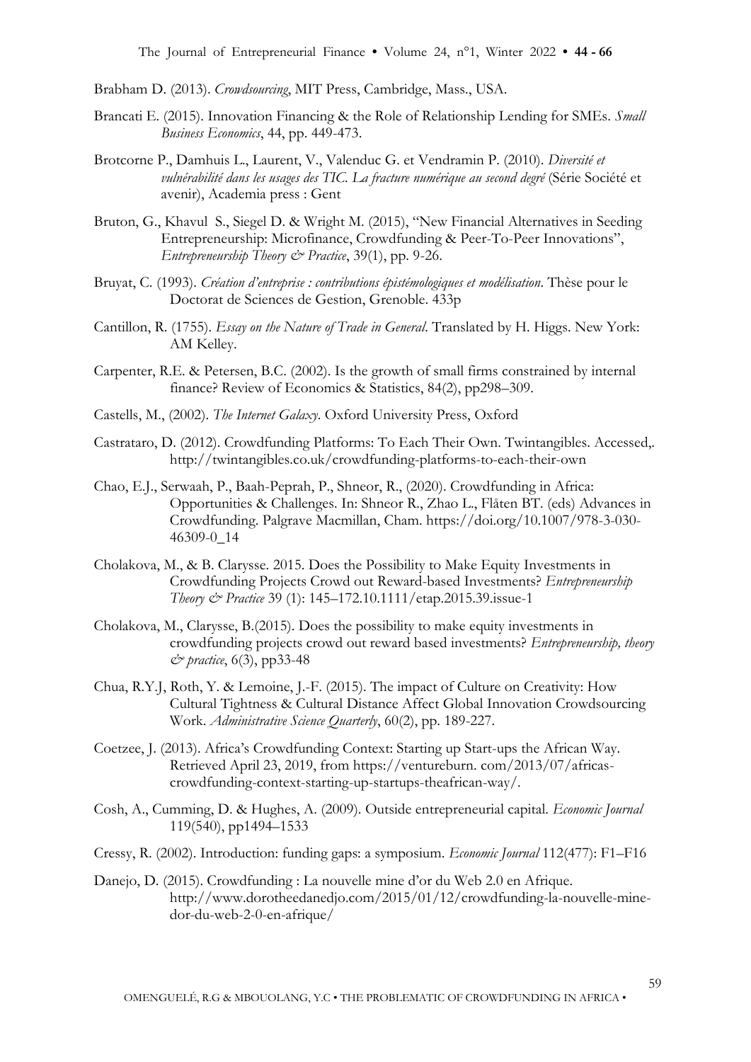Brabham D. (2013). *Crowdsourcing*, MIT Press, Cambridge, Mass., USA.

Brancati E. (2015). Innovation Financing & the Role of Relationship Lending for SMEs. *Small Business Economics*, 44, pp. 449-473.

Brotcorne P., Damhuis L., Laurent, V., Valenduc G. et Vendramin P. (2010). *Diversité et vulnérabilité dans les usages des TIC. La fracture numérique au second degré* (Série Société et avenir), Academia press : Gent

Bruton, G., Khavul S., Siegel D. & Wright M. (2015), "New Financial Alternatives in Seeding Entrepreneurship: Microfinance, Crowdfunding & Peer-To-Peer Innovations", *Entrepreneurship Theory & Practice*, 39(1), pp. 9-26.

Bruyat, C. (1993). *Création d'entreprise : contributions épistémologiques et modélisation*. Thèse pour le Doctorat de Sciences de Gestion, Grenoble. 433p

Cantillon, R. (1755). *Essay on the Nature of Trade in General*. Translated by H. Higgs. New York: AM Kelley.

Carpenter, R.E. & Petersen, B.C. (2002). Is the growth of small firms constrained by internal finance? Review of Economics & Statistics, 84(2), pp298–309.

Castells, M., (2002). *The Internet Galaxy*. Oxford University Press, Oxford

Castrataro, D. (2012). Crowdfunding Platforms: To Each Their Own. Twintangibles. Accessed,. http://twintangibles.co.uk/crowdfunding-platforms-to-each-their-own

Chao, E.J., Serwaah, P., Baah-Peprah, P., Shneor, R., (2020). Crowdfunding in Africa: Opportunities & Challenges. In: Shneor R., Zhao L., Flåten BT. (eds) Advances in Crowdfunding. Palgrave Macmillan, Cham. https://doi.org/10.1007/978-3-030-46309-0_14

Cholakova, M., & B. Clarysse. 2015. Does the Possibility to Make Equity Investments in Crowdfunding Projects Crowd out Reward-based Investments? *Entrepreneurship Theory & Practice* 39 (1): 145–172.10.1111/etap.2015.39.issue-1

Cholakova, M., Clarysse, B.(2015). Does the possibility to make equity investments in crowdfunding projects crowd out reward based investments? *Entrepreneurship, theory & practice*, 6(3), pp33-48

Chua, R.Y.J, Roth, Y. & Lemoine, J.-F. (2015). The impact of Culture on Creativity: How Cultural Tightness & Cultural Distance Affect Global Innovation Crowdsourcing Work. *Administrative Science Quarterly*, 60(2), pp. 189-227.

Coetzee, J. (2013). Africa's Crowdfunding Context: Starting up Start-ups the African Way. Retrieved April 23, 2019, from https://ventureburn. com/2013/07/africas-crowdfunding-context-starting-up-startups-theafrican-way/.

Cosh, A., Cumming, D. & Hughes, A. (2009). Outside entrepreneurial capital. *Economic Journal* 119(540), pp1494–1533

Cressy, R. (2002). Introduction: funding gaps: a symposium. *Economic Journal* 112(477): F1–F16

Danejo, D. (2015). Crowdfunding : La nouvelle mine d'or du Web 2.0 en Afrique. http://www.dorotheedanedjo.com/2015/01/12/crowdfunding-la-nouvelle-mine-dor-du-web-2-0-en-afrique/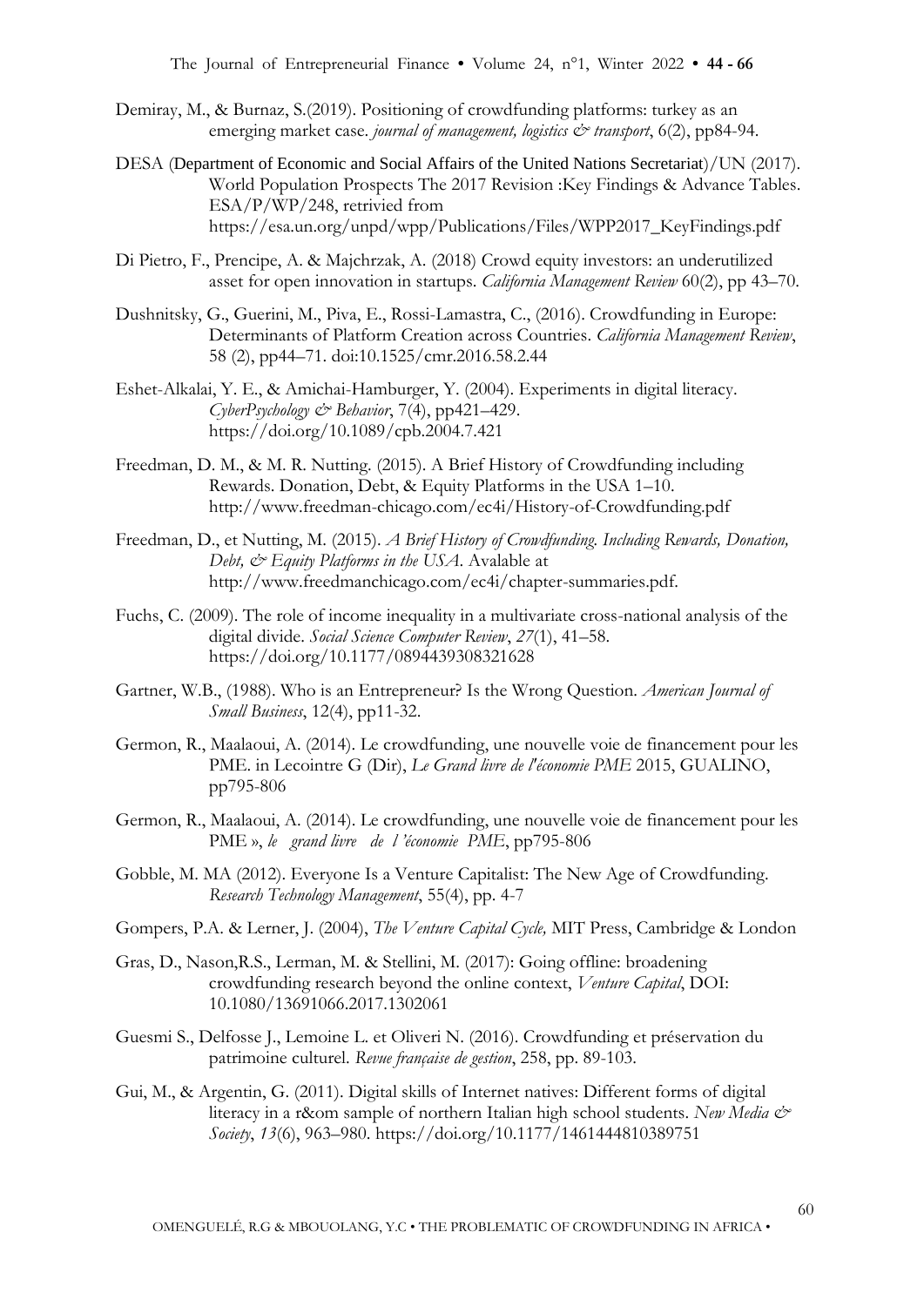Demiray, M., & Burnaz, S.(2019). Positioning of crowdfunding platforms: turkey as an emerging market case. *journal of management, logistics & transport*, 6(2), pp84-94.

DESA (Department of Economic and Social Affairs of the United Nations Secretariat)/UN (2017). World Population Prospects The 2017 Revision :Key Findings & Advance Tables. ESA/P/WP/248, retrivied from https://esa.un.org/unpd/wpp/Publications/Files/WPP2017_KeyFindings.pdf

Di Pietro, F., Prencipe, A. & Majchrzak, A. (2018) Crowd equity investors: an underutilized asset for open innovation in startups. *California Management Review* 60(2), pp 43–70.

Dushnitsky, G., Guerini, M., Piva, E., Rossi-Lamastra, C., (2016). Crowdfunding in Europe: Determinants of Platform Creation across Countries. *California Management Review*, 58 (2), pp44–71. doi:10.1525/cmr.2016.58.2.44

Eshet-Alkalai, Y. E., & Amichai-Hamburger, Y. (2004). Experiments in digital literacy. *CyberPsychology & Behavior*, 7(4), pp421–429. https://doi.org/10.1089/cpb.2004.7.421

Freedman, D. M., & M. R. Nutting. (2015). A Brief History of Crowdfunding including Rewards. Donation, Debt, & Equity Platforms in the USA 1–10. http://www.freedman-chicago.com/ec4i/History-of-Crowdfunding.pdf

Freedman, D., et Nutting, M. (2015). *A Brief History of Crowdfunding. Including Rewards, Donation, Debt, & Equity Platforms in the USA*. Avalable at http://www.freedmanchicago.com/ec4i/chapter-summaries.pdf.

Fuchs, C. (2009). The role of income inequality in a multivariate cross-national analysis of the digital divide. *Social Science Computer Review*, *27*(1), 41–58. https://doi.org/10.1177/0894439308321628

Gartner, W.B., (1988). Who is an Entrepreneur? Is the Wrong Question. *American Journal of Small Business*, 12(4), pp11-32.

Germon, R., Maalaoui, A. (2014). Le crowdfunding, une nouvelle voie de financement pour les PME. in Lecointre G (Dir), *Le Grand livre de l'économie PME* 2015, GUALINO, pp795-806

Germon, R., Maalaoui, A. (2014). Le crowdfunding, une nouvelle voie de financement pour les PME », *le grand livre de l'économie PME*, pp795-806

Gobble, M. MA (2012). Everyone Is a Venture Capitalist: The New Age of Crowdfunding. *Research Technology Management*, 55(4), pp. 4-7

Gompers, P.A. & Lerner, J. (2004), *The Venture Capital Cycle,* MIT Press, Cambridge & London

Gras, D., Nason,R.S., Lerman, M. & Stellini, M. (2017): Going offline: broadening crowdfunding research beyond the online context, *Venture Capital*, DOI: 10.1080/13691066.2017.1302061

Guesmi S., Delfosse J., Lemoine L. et Oliveri N. (2016). Crowdfunding et préservation du patrimoine culturel. *Revue française de gestion*, 258, pp. 89-103.

Gui, M., & Argentin, G. (2011). Digital skills of Internet natives: Different forms of digital literacy in a r&om sample of northern Italian high school students. *New Media & Society*, *13*(6), 963–980. https://doi.org/10.1177/1461444810389751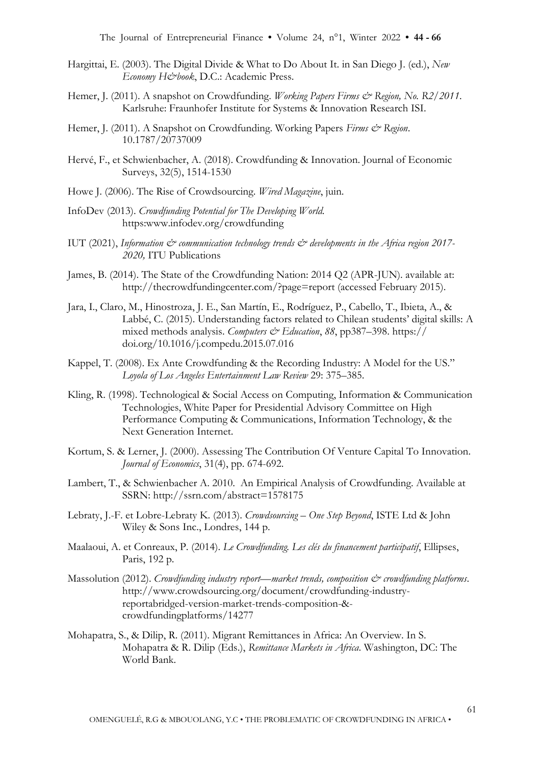Hargittai, E. (2003). The Digital Divide & What to Do About It. in San Diego J. (ed.), *New Economy H&book*, D.C.: Academic Press.

Hemer, J. (2011). A snapshot on Crowdfunding. *Working Papers Firms & Region, No. R2/2011*. Karlsruhe: Fraunhofer Institute for Systems & Innovation Research ISI.

Hemer, J. (2011). A Snapshot on Crowdfunding. Working Papers *Firms & Region*. 10.1787/20737009

Hervé, F., et Schwienbacher, A. (2018). Crowdfunding & Innovation. Journal of Economic Surveys, 32(5), 1514-1530

Howe J. (2006). The Rise of Crowdsourcing. *Wired Magazine*, juin.

InfoDev (2013). *Crowdfunding Potential for The Developing World.* https:www.infodev.org/crowdfunding

IUT (2021), *Information & communication technology trends & developments in the Africa region 2017-2020,* ITU Publications

James, B. (2014). The State of the Crowdfunding Nation: 2014 Q2 (APR-JUN). available at: http://thecrowdfundingcenter.com/?page=report (accessed February 2015).

Jara, I., Claro, M., Hinostroza, J. E., San Martín, E., Rodríguez, P., Cabello, T., Ibieta, A., & Labbé, C. (2015). Understanding factors related to Chilean students' digital skills: A mixed methods analysis. *Computers & Education*, *88*, pp387–398. https://doi.org/10.1016/j.compedu.2015.07.016

Kappel, T. (2008). Ex Ante Crowdfunding & the Recording Industry: A Model for the US." *Loyola of Los Angeles Entertainment Law Review* 29: 375–385.

Kling, R. (1998). Technological & Social Access on Computing, Information & Communication Technologies, White Paper for Presidential Advisory Committee on High Performance Computing & Communications, Information Technology, & the Next Generation Internet.

Kortum, S. & Lerner, J. (2000). Assessing The Contribution Of Venture Capital To Innovation. *Journal of Economics*, 31(4), pp. 674-692.

Lambert, T., & Schwienbacher A. 2010. An Empirical Analysis of Crowdfunding. Available at SSRN: http://ssrn.com/abstract=1578175

Lebraty, J.-F. et Lobre-Lebraty K. (2013). *Crowdsourcing – One Step Beyond*, ISTE Ltd & John Wiley & Sons Inc., Londres, 144 p.

Maalaoui, A. et Conreaux, P. (2014). *Le Crowdfunding. Les clés du financement participatif*, Ellipses, Paris, 192 p.

Massolution (2012). *Crowdfunding industry report—market trends, composition & crowdfunding platforms*. http://www.crowdsourcing.org/document/crowdfunding-industry-reportabridged-version-market-trends-composition-&-crowdfundingplatforms/14277

Mohapatra, S., & Dilip, R. (2011). Migrant Remittances in Africa: An Overview. In S. Mohapatra & R. Dilip (Eds.), *Remittance Markets in Africa*. Washington, DC: The World Bank.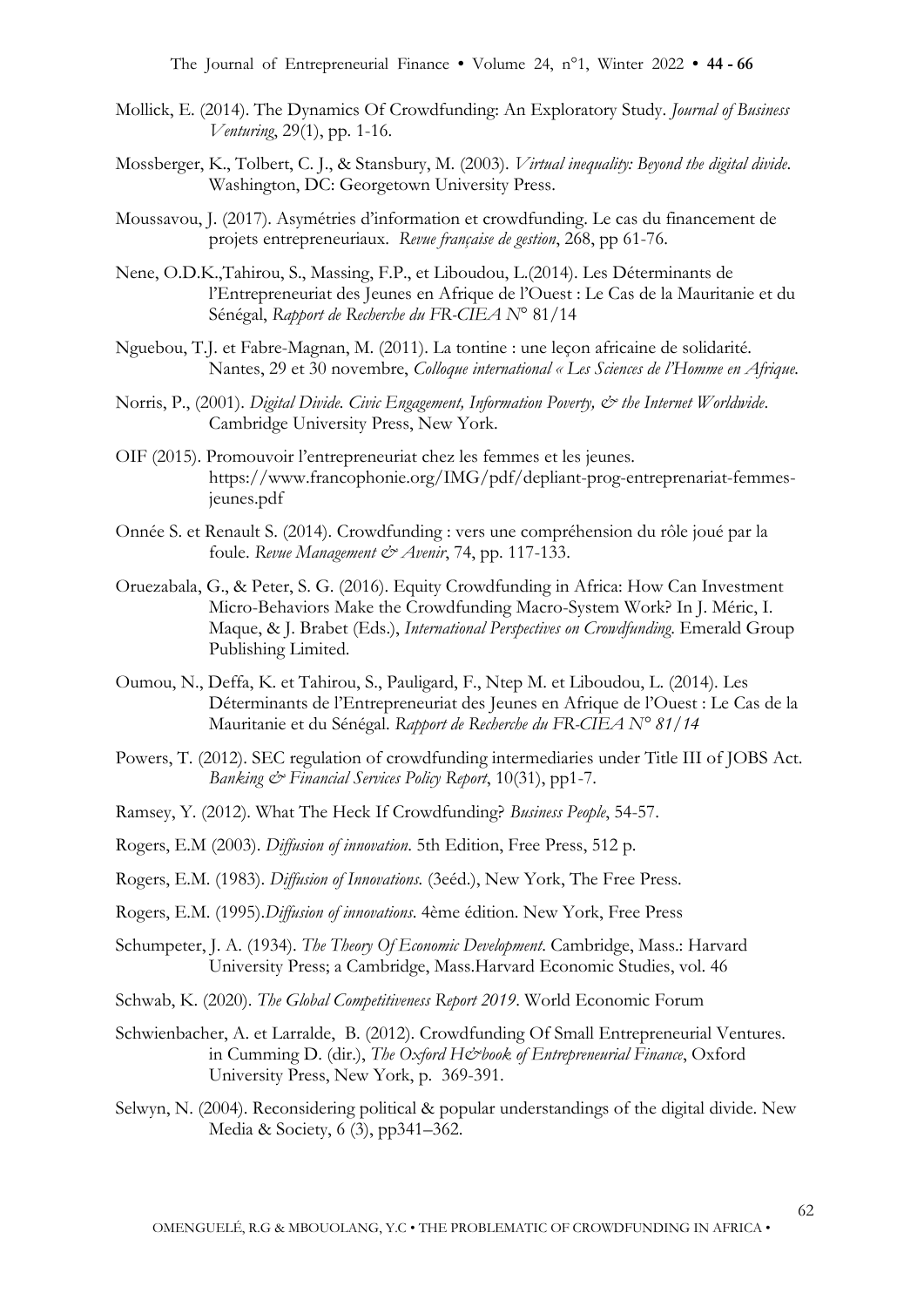Mollick, E. (2014). The Dynamics Of Crowdfunding: An Exploratory Study. *Journal of Business Venturing*, 29(1), pp. 1-16.

Mossberger, K., Tolbert, C. J., & Stansbury, M. (2003). *Virtual inequality: Beyond the digital divide*. Washington, DC: Georgetown University Press.

Moussavou, J. (2017). Asymétries d'information et crowdfunding. Le cas du financement de projets entrepreneuriaux. *Revue française de gestion*, 268, pp 61-76.

Nene, O.D.K.,Tahirou, S., Massing, F.P., et Liboudou, L.(2014). Les Déterminants de l'Entrepreneuriat des Jeunes en Afrique de l'Ouest : Le Cas de la Mauritanie et du Sénégal, *Rapport de Recherche du FR-CIEA N*° 81/14

Nguebou, T.J. et Fabre-Magnan, M. (2011). La tontine : une leçon africaine de solidarité. Nantes, 29 et 30 novembre, *Colloque international « Les Sciences de l'Homme en Afrique.*

Norris, P., (2001). *Digital Divide. Civic Engagement, Information Poverty, & the Internet Worldwide*. Cambridge University Press, New York.

OIF (2015). Promouvoir l'entrepreneuriat chez les femmes et les jeunes. https://www.francophonie.org/IMG/pdf/depliant-prog-entreprenariat-femmes-jeunes.pdf

Onnée S. et Renault S. (2014). Crowdfunding : vers une compréhension du rôle joué par la foule. *Revue Management & Avenir*, 74, pp. 117-133.

Oruezabala, G., & Peter, S. G. (2016). Equity Crowdfunding in Africa: How Can Investment Micro-Behaviors Make the Crowdfunding Macro-System Work? In J. Méric, I. Maque, & J. Brabet (Eds.), *International Perspectives on Crowdfunding*. Emerald Group Publishing Limited.

Oumou, N., Deffa, K. et Tahirou, S., Pauligard, F., Ntep M. et Liboudou, L. (2014). Les Déterminants de l'Entrepreneuriat des Jeunes en Afrique de l'Ouest : Le Cas de la Mauritanie et du Sénégal. *Rapport de Recherche du FR-CIEA N° 81/14*

Powers, T. (2012). SEC regulation of crowdfunding intermediaries under Title III of JOBS Act. *Banking & Financial Services Policy Report*, 10(31), pp1-7.

Ramsey, Y. (2012). What The Heck If Crowdfunding? *Business People*, 54-57.

Rogers, E.M (2003). *Diffusion of innovation*. 5th Edition, Free Press, 512 p.

Rogers, E.M. (1983). *Diffusion of Innovations*. (3eéd.), New York, The Free Press.

Rogers, E.M. (1995).*Diffusion of innovations*. 4ème édition. New York, Free Press

Schumpeter, J. A. (1934). *The Theory Of Economic Development*. Cambridge, Mass.: Harvard University Press; a Cambridge, Mass.Harvard Economic Studies, vol. 46

Schwab, K. (2020). *The Global Competitiveness Report 2019*. World Economic Forum

Schwienbacher, A. et Larralde, B. (2012). Crowdfunding Of Small Entrepreneurial Ventures. in Cumming D. (dir.), *The Oxford H&book of Entrepreneurial Finance*, Oxford University Press, New York, p. 369-391.

Selwyn, N. (2004). Reconsidering political & popular understandings of the digital divide. New Media & Society, 6 (3), pp341–362.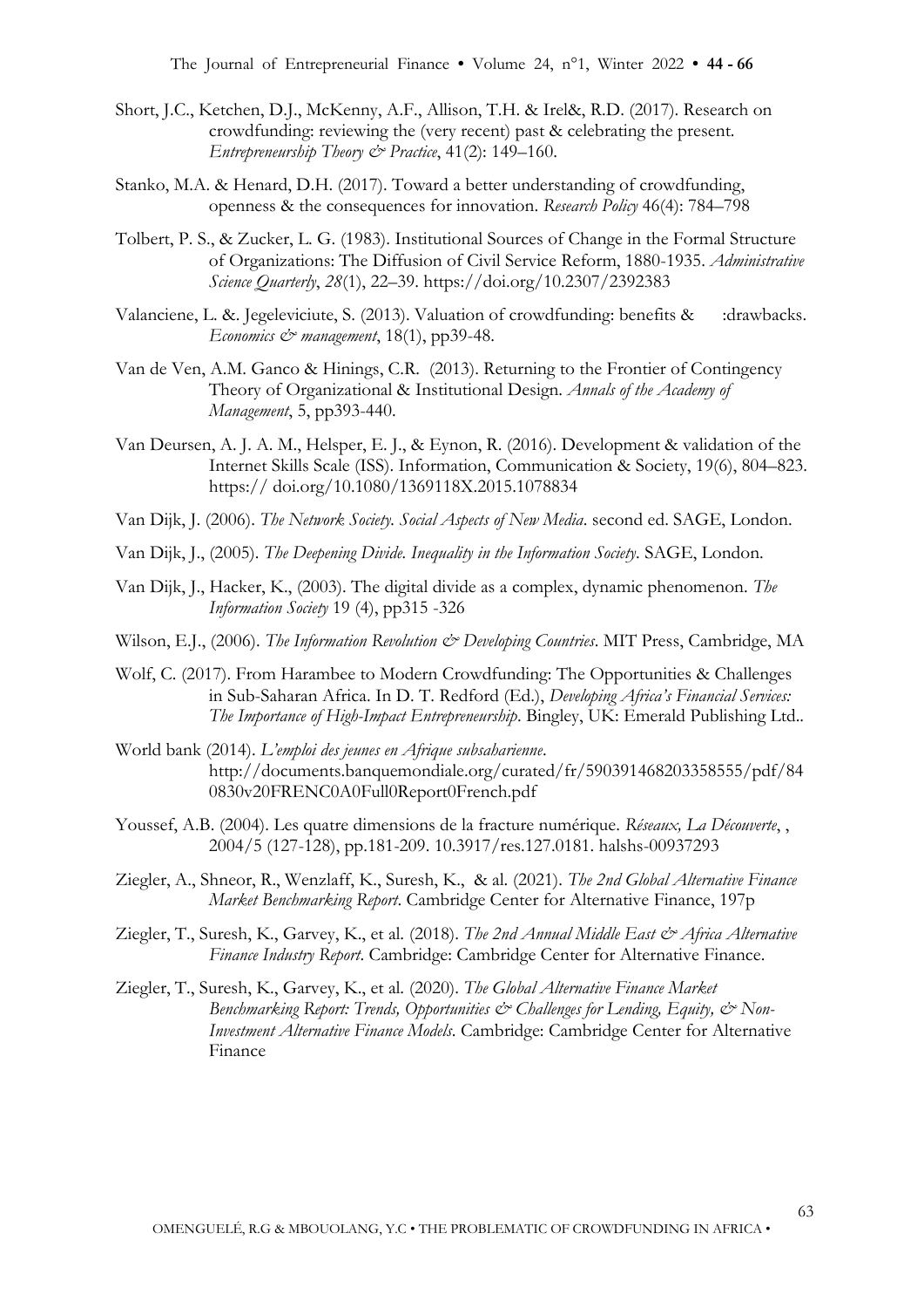Short, J.C., Ketchen, D.J., McKenny, A.F., Allison, T.H. & Irel&, R.D. (2017). Research on crowdfunding: reviewing the (very recent) past & celebrating the present. *Entrepreneurship Theory & Practice*, 41(2): 149–160.

Stanko, M.A. & Henard, D.H. (2017). Toward a better understanding of crowdfunding, openness & the consequences for innovation. *Research Policy* 46(4): 784–798

Tolbert, P. S., & Zucker, L. G. (1983). Institutional Sources of Change in the Formal Structure of Organizations: The Diffusion of Civil Service Reform, 1880-1935. *Administrative Science Quarterly*, *28*(1), 22–39. https://doi.org/10.2307/2392383

Valanciene, L. &. Jegeleviciute, S. (2013). Valuation of crowdfunding: benefits & :drawbacks. *Economics & management*, 18(1), pp39-48.

Van de Ven, A.M. Ganco & Hinings, C.R. (2013). Returning to the Frontier of Contingency Theory of Organizational & Institutional Design. *Annals of the Academy of Management*, 5, pp393-440.

Van Deursen, A. J. A. M., Helsper, E. J., & Eynon, R. (2016). Development & validation of the Internet Skills Scale (ISS). Information, Communication & Society, 19(6), 804–823. https:// doi.org/10.1080/1369118X.2015.1078834

Van Dijk, J. (2006). *The Network Society. Social Aspects of New Media*. second ed. SAGE, London.

Van Dijk, J., (2005). *The Deepening Divide. Inequality in the Information Society*. SAGE, London.

Van Dijk, J., Hacker, K., (2003). The digital divide as a complex, dynamic phenomenon. *The Information Society* 19 (4), pp315 -326

Wilson, E.J., (2006). *The Information Revolution & Developing Countries*. MIT Press, Cambridge, MA

Wolf, C. (2017). From Harambee to Modern Crowdfunding: The Opportunities & Challenges in Sub-Saharan Africa. In D. T. Redford (Ed.), *Developing Africa's Financial Services: The Importance of High-Impact Entrepreneurship*. Bingley, UK: Emerald Publishing Ltd..

World bank (2014). *L'emploi des jeunes en Afrique subsaharienne*. http://documents.banquemondiale.org/curated/fr/590391468203358555/pdf/840830v20FRENC0A0Full0Report0French.pdf

Youssef, A.B. (2004). Les quatre dimensions de la fracture numérique. *Réseaux, La Découverte*, , 2004/5 (127-128), pp.181-209. 10.3917/res.127.0181. halshs-00937293

Ziegler, A., Shneor, R., Wenzlaff, K., Suresh, K., & al. (2021). *The 2nd Global Alternative Finance Market Benchmarking Report*. Cambridge Center for Alternative Finance, 197p

Ziegler, T., Suresh, K., Garvey, K., et al. (2018). *The 2nd Annual Middle East & Africa Alternative Finance Industry Report*. Cambridge: Cambridge Center for Alternative Finance.

Ziegler, T., Suresh, K., Garvey, K., et al. (2020). *The Global Alternative Finance Market Benchmarking Report: Trends, Opportunities & Challenges for Lending, Equity, & Non-Investment Alternative Finance Models*. Cambridge: Cambridge Center for Alternative Finance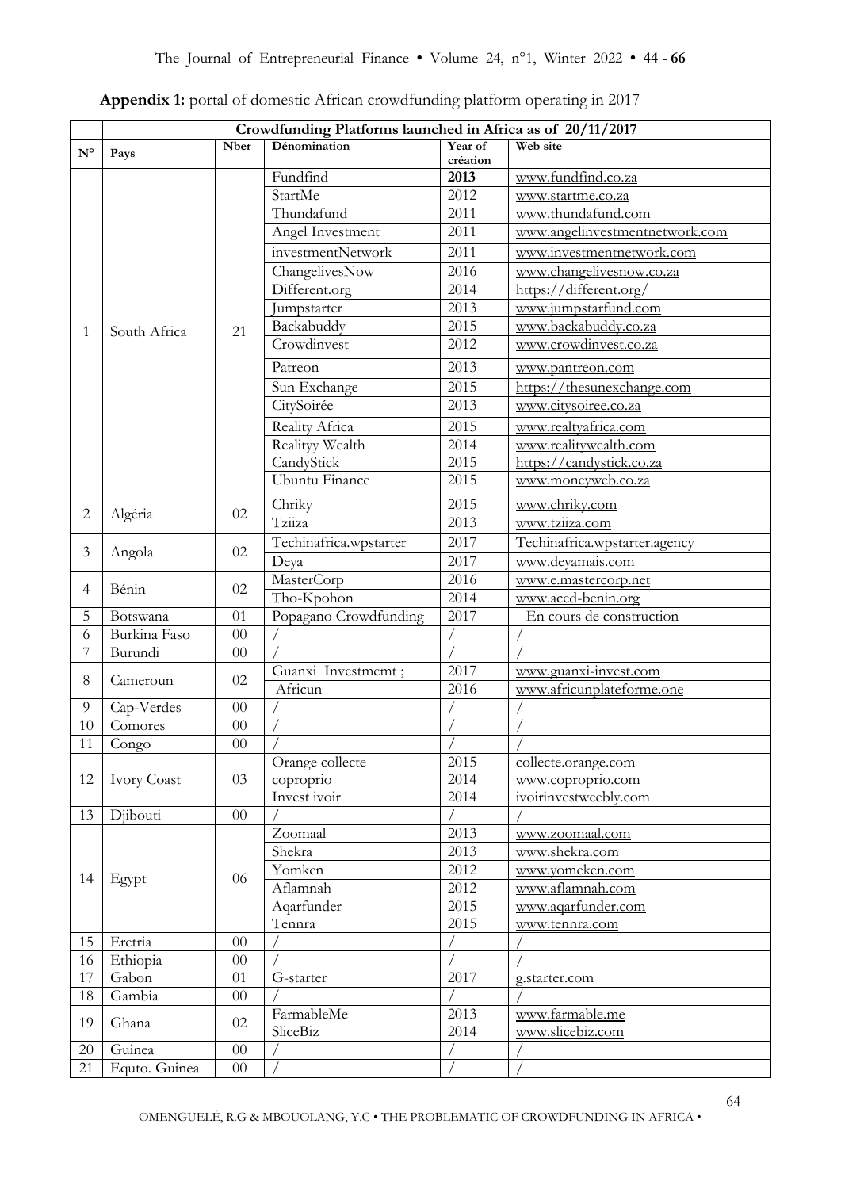**Appendix 1:** portal of domestic African crowdfunding platform operating in 2017

| | Crowdfunding Platforms launched in Africa as of 20/11/2017 | | | | |
|---|---|---|---|---|---|
| **N°** | **Pays** | **Nber** | **Dénomination** | **Year of création** | **Web site** |
| 1 | South Africa | 21 | Fundfind | **2013** | www.fundfind.co.za |
| | | | StartMe | 2012 | www.startme.co.za |
| | | | Thundafund | 2011 | www.thundafund.com |
| | | | Angel Investment | 2011 | www.angelinvestmentnetwork.com |
| | | | investmentNetwork | 2011 | www.investmentnetwork.com |
| | | | ChangelivesNow | 2016 | www.changelivesnow.co.za |
| | | | Different.org | 2014 | https://different.org/ |
| | | | Jumpstarter | 2013 | www.jumpstarfund.com |
| | | | Backabuddy | 2015 | www.backabuddy.co.za |
| | | | Crowdinvest | 2012 | www.crowdinvest.co.za |
| | | | Patreon | 2013 | www.pantreon.com |
| | | | Sun Exchange | 2015 | https://thesunexchange.com |
| | | | CitySoirée | 2013 | www.citysoiree.co.za |
| | | | Reality Africa | 2015 | www.realtyafrica.com |
| | | | Realityy Wealth | 2014 | www.realitywealth.com |
| | | | CandyStick | 2015 | https://candystick.co.za |
| | | | Ubuntu Finance | 2015 | www.moneyweb.co.za |
| 2 | Algéria | 02 | Chriky | 2015 | www.chriky.com |
| | | | Tziiza | 2013 | www.tziiza.com |
| 3 | Angola | 02 | Techinafrica.wpstarter | 2017 | Techinafrica.wpstarter.agency |
| | | | Deya | 2017 | www.deyamais.com |
| 4 | Bénin | 02 | MasterCorp | 2016 | www.e.mastercorp.net |
| | | | Tho-Kpohon | 2014 | www.aced-benin.org |
| 5 | Botswana | 01 | Popagano Crowdfunding | 2017 | En cours de construction |
| 6 | Burkina Faso | 00 | / | / | / |
| 7 | Burundi | 00 | / | / | / |
| 8 | Cameroun | 02 | Guanxi Investmemt ; | 2017 | www.guanxi-invest.com |
| | | | Africun | 2016 | www.africunplateforme.one |
| 9 | Cap-Verdes | 00 | / | / | / |
| 10 | Comores | 00 | / | / | / |
| 11 | Congo | 00 | / | / | / |
| 12 | Ivory Coast | 03 | Orange collecte | 2015 | collecte.orange.com |
| | | | coproprio | 2014 | www.coproprio.com |
| | | | Invest ivoir | 2014 | ivoirinvestweebly.com |
| 13 | Djibouti | 00 | / | / | / |
| 14 | Egypt | 06 | Zoomaal | 2013 | www.zoomaal.com |
| | | | Shekra | 2013 | www.shekra.com |
| | | | Yomken | 2012 | www.yomeken.com |
| | | | Aflamnah | 2012 | www.aflamnah.com |
| | | | Aqarfunder | 2015 | www.aqarfunder.com |
| | | | Tennra | 2015 | www.tennra.com |
| 15 | Eretria | 00 | / | / | / |
| 16 | Ethiopia | 00 | / | / | / |
| 17 | Gabon | 01 | G-starter | 2017 | g.starter.com |
| 18 | Gambia | 00 | / | / | / |
| 19 | Ghana | 02 | FarmableMe | 2013 | www.farmable.me |
| | | | SliceBiz | 2014 | www.slicebiz.com |
| 20 | Guinea | 00 | / | / | / |
| 21 | Equto. Guinea | 00 | / | / | / |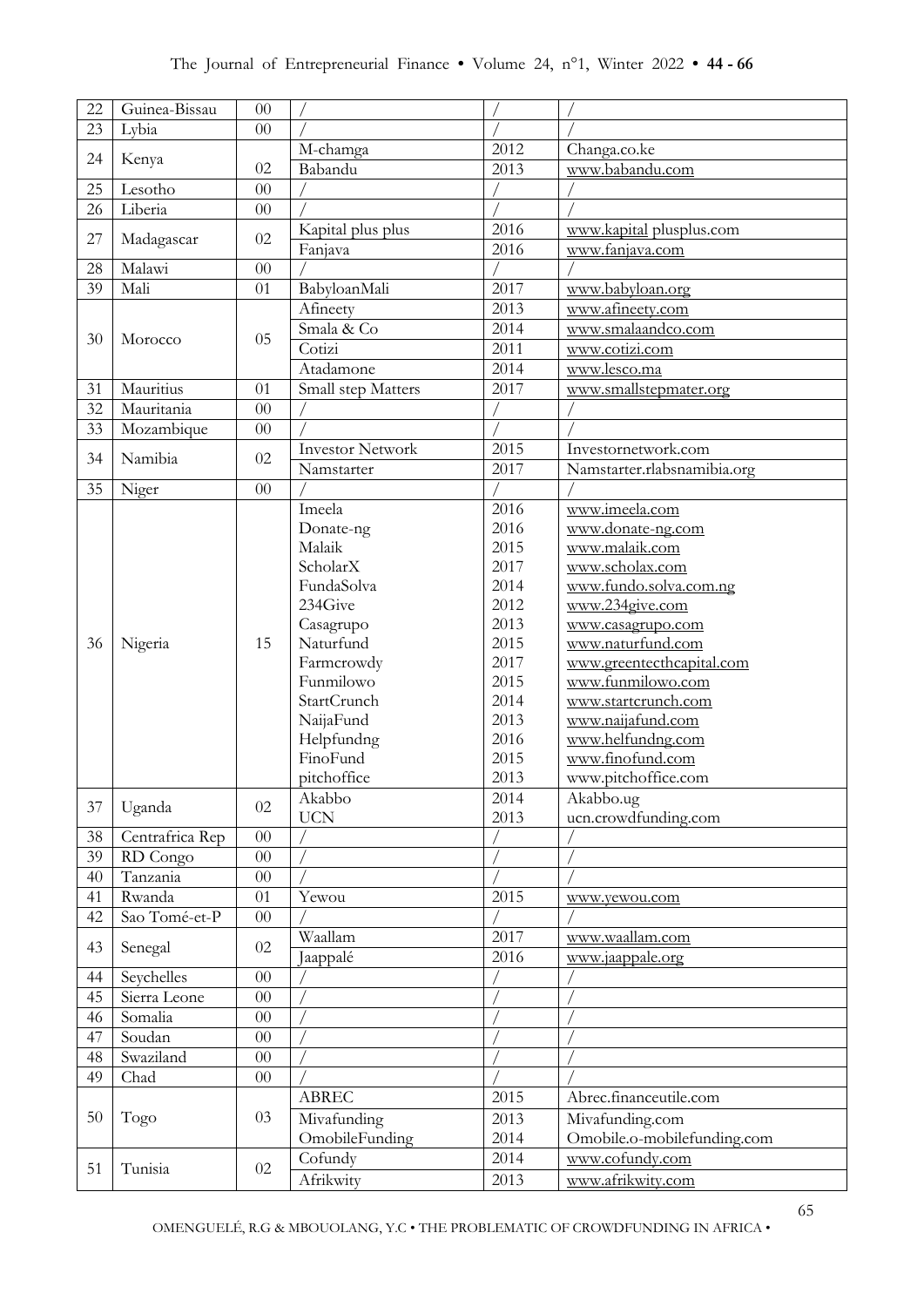| | | | | | |
|---|---|---|---|---|---|
| 22 | Guinea-Bissau | 00 | / | / | / |
| 23 | Lybia | 00 | / | / | / |
| 24 | Kenya | 02 | M-chamga | 2012 | Changa.co.ke |
| | | | Babandu | 2013 | www.babandu.com |
| 25 | Lesotho | 00 | / | / | / |
| 26 | Liberia | 00 | / | / | / |
| 27 | Madagascar | 02 | Kapital plus plus | 2016 | www.kapital plusplus.com |
| | | | Fanjava | 2016 | www.fanjava.com |
| 28 | Malawi | 00 | / | / | / |
| 39 | Mali | 01 | BabyloanMali | 2017 | www.babyloan.org |
| 30 | Morocco | 05 | Afineety | 2013 | www.afineety.com |
| | | | Smala & Co | 2014 | www.smalaandco.com |
| | | | Cotizi | 2011 | www.cotizi.com |
| | | | Atadamone | 2014 | www.lesco.ma |
| 31 | Mauritius | 01 | Small step Matters | 2017 | www.smallstepmater.org |
| 32 | Mauritania | 00 | / | / | / |
| 33 | Mozambique | 00 | / | / | / |
| 34 | Namibia | 02 | Investor Network | 2015 | Investornetwork.com |
| | | | Namstarter | 2017 | Namstarter.rlabsnamibia.org |
| 35 | Niger | 00 | / | / | / |
| 36 | Nigeria | 15 | Imeela | 2016 | www.imeela.com |
| | | | Donate-ng | 2016 | www.donate-ng.com |
| | | | Malaik | 2015 | www.malaik.com |
| | | | ScholarX | 2017 | www.scholax.com |
| | | | FundaSolva | 2014 | www.fundo.solva.com.ng |
| | | | 234Give | 2012 | www.234give.com |
| | | | Casagrupo | 2013 | www.casagrupo.com |
| | | | Naturfund | 2015 | www.naturfund.com |
| | | | Farmcrowdy | 2017 | www.greentecthcapital.com |
| | | | Funmilowo | 2015 | www.funmilowo.com |
| | | | StartCrunch | 2014 | www.startcrunch.com |
| | | | NaijaFund | 2013 | www.naijafund.com |
| | | | Helpfundng | 2016 | www.helfundng.com |
| | | | FinoFund | 2015 | www.finofund.com |
| | | | pitchoffice | 2013 | www.pitchoffice.com |
| 37 | Uganda | 02 | Akabbo | 2014 | Akabbo.ug |
| | | | UCN | 2013 | ucn.crowdfunding.com |
| 38 | Centrafrica Rep | 00 | / | / | / |
| 39 | RD Congo | 00 | / | / | / |
| 40 | Tanzania | 00 | / | / | / |
| 41 | Rwanda | 01 | Yewou | 2015 | www.yewou.com |
| 42 | Sao Tomé-et-P | 00 | / | / | / |
| 43 | Senegal | 02 | Waallam | 2017 | www.waallam.com |
| | | | Jaappalé | 2016 | www.jaappale.org |
| 44 | Seychelles | 00 | / | / | / |
| 45 | Sierra Leone | 00 | / | / | / |
| 46 | Somalia | 00 | / | / | / |
| 47 | Soudan | 00 | / | / | / |
| 48 | Swaziland | 00 | / | / | / |
| 49 | Chad | 00 | / | / | / |
| 50 | Togo | 03 | ABREC | 2015 | Abrec.financeutile.com |
| | | | Mivafunding | 2013 | Mivafunding.com |
| | | | OmobileFunding | 2014 | Omobile.o-mobilefunding.com |
| 51 | Tunisia | 02 | Cofundy | 2014 | www.cofundy.com |
| | | | Afrikwity | 2013 | www.afrikwity.com |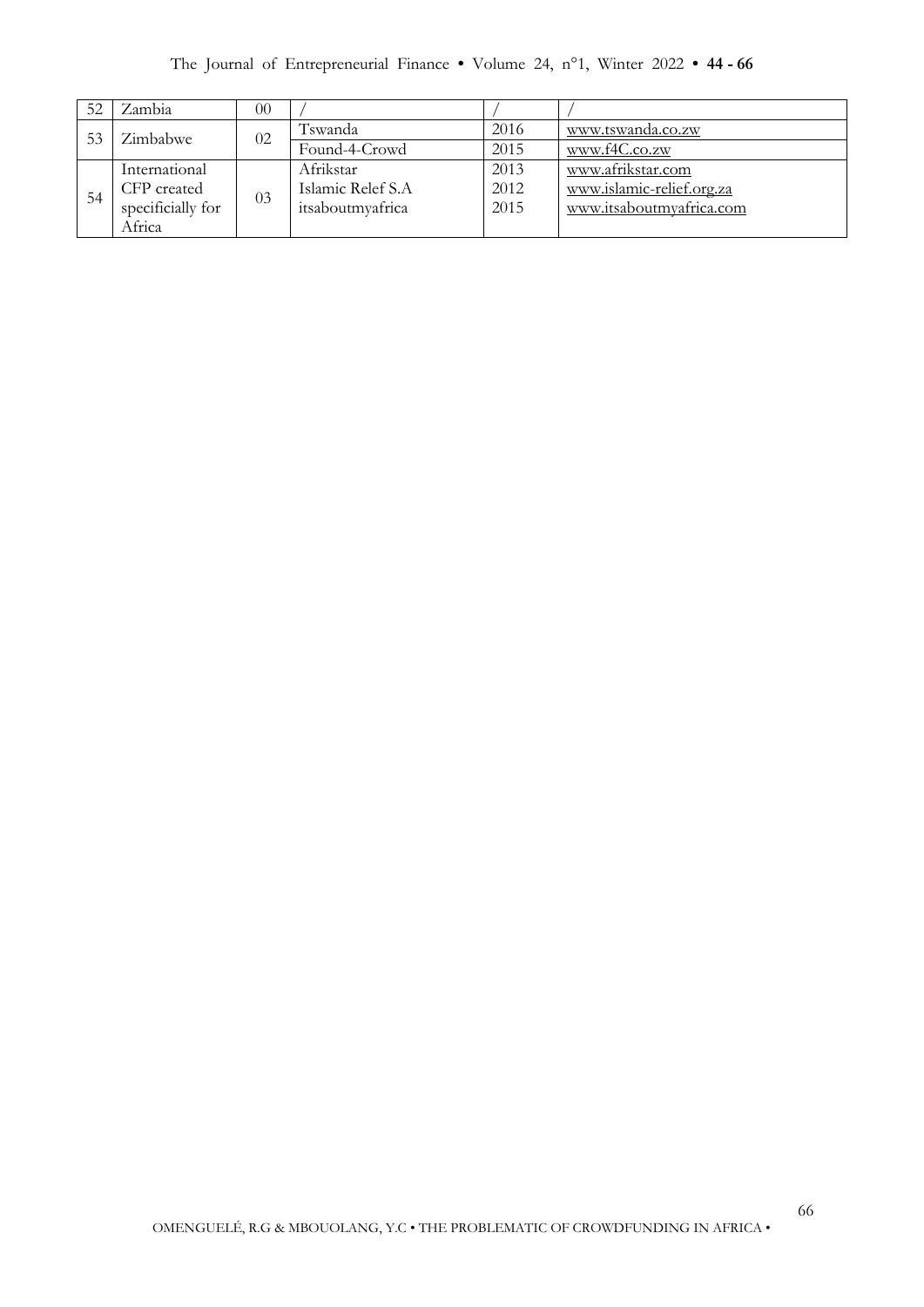| | | | | | |
|---|---|---|---|---|---|
| 52 | Zambia | 00 | / | / | / |
| 53 | Zimbabwe | 02 | Tswanda | 2016 | www.tswanda.co.zw |
| | | | Found-4-Crowd | 2015 | www.f4C.co.zw |
| 54 | International CFP created specificially for Africa | 03 | Afrikstar<br>Islamic Relef S.A<br>itsaboutmyafrica | 2013<br>2012<br>2015 | www.afrikstar.com<br>www.islamic-relief.org.za<br>www.itsaboutmyafrica.com |